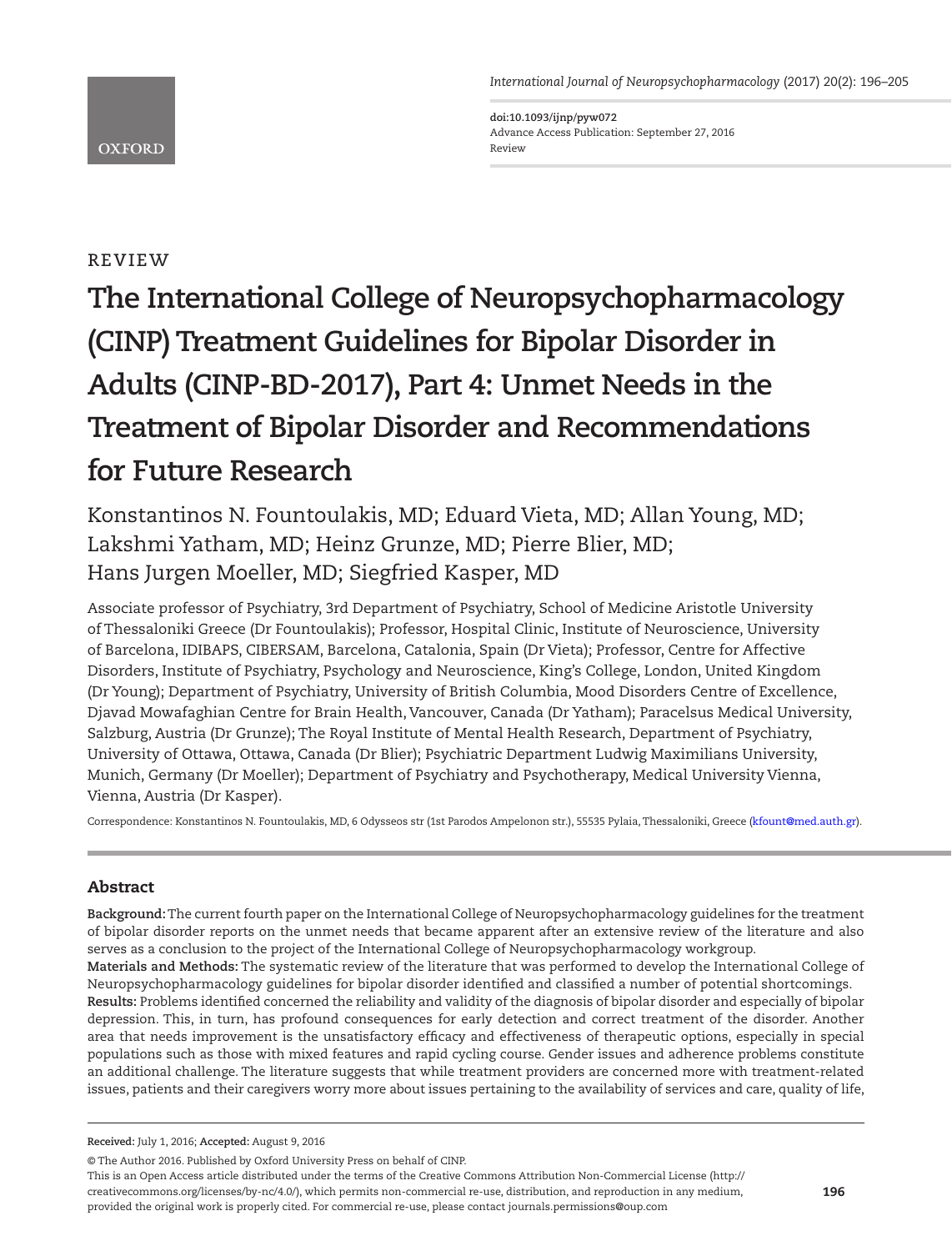REVIEW

# The International College of Neuropsychopharmacology (CINP) Treatment Guidelines for Bipolar Disorder in Adults (CINP-BD-2017), Part 4: Unmet Needs in the Treatment of Bipolar Disorder and Recommendations for Future Research

Konstantinos N. Fountoulakis, MD; Eduard Vieta, MD; Allan Young, MD; Lakshmi Yatham, MD; Heinz Grunze, MD; Pierre Blier, MD; Hans Jurgen Moeller, MD; Siegfried Kasper, MD

Associate professor of Psychiatry, 3rd Department of Psychiatry, School of Medicine Aristotle University of Thessaloniki Greece (Dr Fountoulakis); Professor, Hospital Clinic, Institute of Neuroscience, University of Barcelona, IDIBAPS, CIBERSAM, Barcelona, Catalonia, Spain (Dr Vieta); Professor, Centre for Affective Disorders, Institute of Psychiatry, Psychology and Neuroscience, King's College, London, United Kingdom (Dr Young); Department of Psychiatry, University of British Columbia, Mood Disorders Centre of Excellence, Djavad Mowafaghian Centre for Brain Health, Vancouver, Canada (Dr Yatham); Paracelsus Medical University, Salzburg, Austria (Dr Grunze); The Royal Institute of Mental Health Research, Department of Psychiatry, University of Ottawa, Ottawa, Canada (Dr Blier); Psychiatric Department Ludwig Maximilians University, Munich, Germany (Dr Moeller); Department of Psychiatry and Psychotherapy, Medical University Vienna, Vienna, Austria (Dr Kasper).

Correspondence: Konstantinos N. Fountoulakis, MD, 6 Odysseos str (1st Parodos Ampelonon str.), 55535 Pylaia, Thessaloniki, Greece (kfount@med.auth.gr).

## Abstract

**Background:** The current fourth paper on the International College of Neuropsychopharmacology guidelines for the treatment of bipolar disorder reports on the unmet needs that became apparent after an extensive review of the literature and also serves as a conclusion to the project of the International College of Neuropsychopharmacology workgroup.

**Materials and Methods:** The systematic review of the literature that was performed to develop the International College of Neuropsychopharmacology guidelines for bipolar disorder identified and classified a number of potential shortcomings.

**Results:** Problems identified concerned the reliability and validity of the diagnosis of bipolar disorder and especially of bipolar depression. This, in turn, has profound consequences for early detection and correct treatment of the disorder. Another area that needs improvement is the unsatisfactory efficacy and effectiveness of therapeutic options, especially in special populations such as those with mixed features and rapid cycling course. Gender issues and adherence problems constitute an additional challenge. The literature suggests that while treatment providers are concerned more with treatment-related issues, patients and their caregivers worry more about issues pertaining to the availability of services and care, quality of life,

**Received:** July 1, 2016; **Accepted:** August 9, 2016

© The Author 2016. Published by Oxford University Press on behalf of CINP.
This is an Open Access article distributed under the terms of the Creative Commons Attribution Non-Commercial License (http://creativecommons.org/licenses/by-nc/4.0/), which permits non-commercial re-use, distribution, and reproduction in any medium, provided the original work is properly cited. For commercial re-use, please contact journals.permissions@oup.com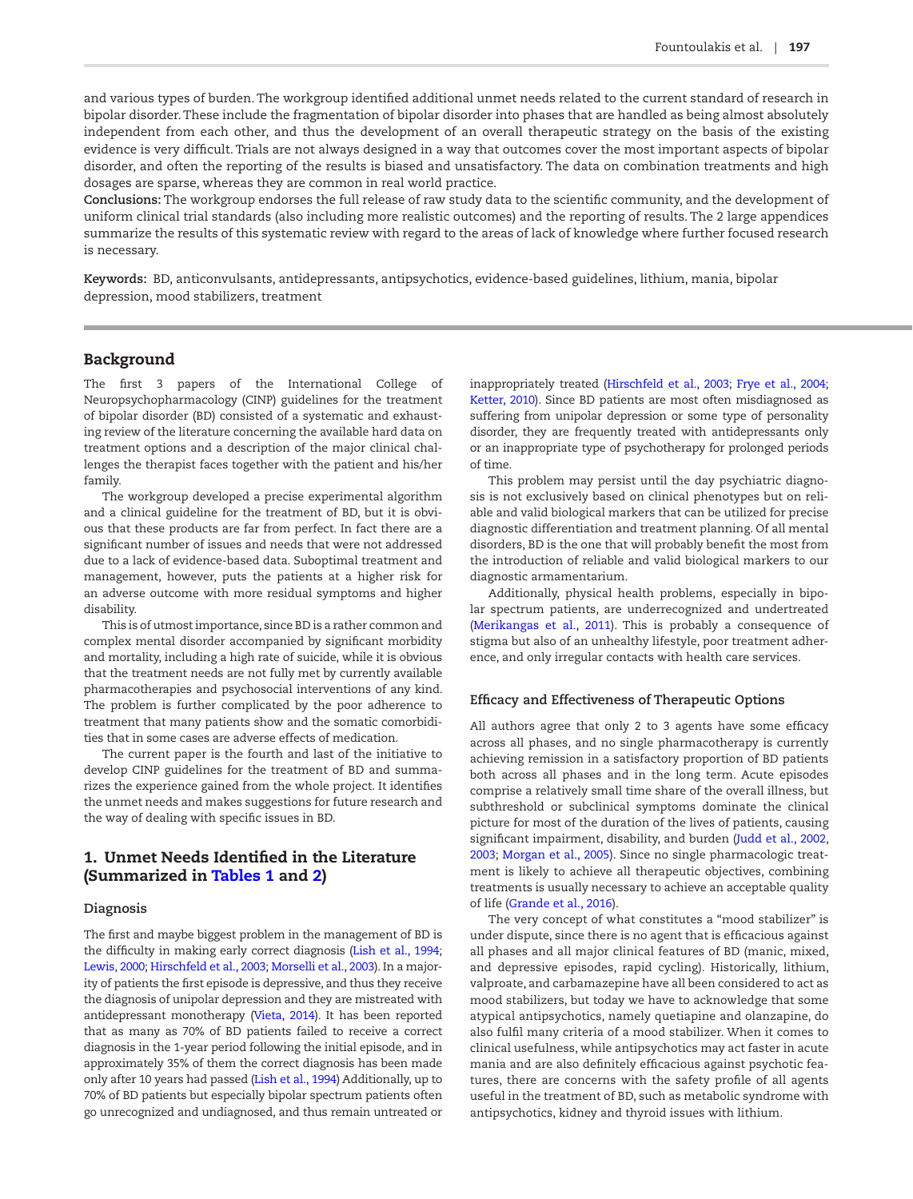and various types of burden. The workgroup identified additional unmet needs related to the current standard of research in bipolar disorder. These include the fragmentation of bipolar disorder into phases that are handled as being almost absolutely independent from each other, and thus the development of an overall therapeutic strategy on the basis of the existing evidence is very difficult. Trials are not always designed in a way that outcomes cover the most important aspects of bipolar disorder, and often the reporting of the results is biased and unsatisfactory. The data on combination treatments and high dosages are sparse, whereas they are common in real world practice.

**Conclusions:** The workgroup endorses the full release of raw study data to the scientific community, and the development of uniform clinical trial standards (also including more realistic outcomes) and the reporting of results. The 2 large appendices summarize the results of this systematic review with regard to the areas of lack of knowledge where further focused research is necessary.

**Keywords:** BD, anticonvulsants, antidepressants, antipsychotics, evidence-based guidelines, lithium, mania, bipolar depression, mood stabilizers, treatment

## Background

The first 3 papers of the International College of Neuropsychopharmacology (CINP) guidelines for the treatment of bipolar disorder (BD) consisted of a systematic and exhausting review of the literature concerning the available hard data on treatment options and a description of the major clinical challenges the therapist faces together with the patient and his/her family.

The workgroup developed a precise experimental algorithm and a clinical guideline for the treatment of BD, but it is obvious that these products are far from perfect. In fact there are a significant number of issues and needs that were not addressed due to a lack of evidence-based data. Suboptimal treatment and management, however, puts the patients at a higher risk for an adverse outcome with more residual symptoms and higher disability.

This is of utmost importance, since BD is a rather common and complex mental disorder accompanied by significant morbidity and mortality, including a high rate of suicide, while it is obvious that the treatment needs are not fully met by currently available pharmacotherapies and psychosocial interventions of any kind. The problem is further complicated by the poor adherence to treatment that many patients show and the somatic comorbidities that in some cases are adverse effects of medication.

The current paper is the fourth and last of the initiative to develop CINP guidelines for the treatment of BD and summarizes the experience gained from the whole project. It identifies the unmet needs and makes suggestions for future research and the way of dealing with specific issues in BD.

## 1. Unmet Needs Identified in the Literature (Summarized in Tables 1 and 2)

### Diagnosis

The first and maybe biggest problem in the management of BD is the difficulty in making early correct diagnosis (Lish et al., 1994; Lewis, 2000; Hirschfeld et al., 2003; Morselli et al., 2003). In a majority of patients the first episode is depressive, and thus they receive the diagnosis of unipolar depression and they are mistreated with antidepressant monotherapy (Vieta, 2014). It has been reported that as many as 70% of BD patients failed to receive a correct diagnosis in the 1-year period following the initial episode, and in approximately 35% of them the correct diagnosis has been made only after 10 years had passed (Lish et al., 1994) Additionally, up to 70% of BD patients but especially bipolar spectrum patients often go unrecognized and undiagnosed, and thus remain untreated or inappropriately treated (Hirschfeld et al., 2003; Frye et al., 2004; Ketter, 2010). Since BD patients are most often misdiagnosed as suffering from unipolar depression or some type of personality disorder, they are frequently treated with antidepressants only or an inappropriate type of psychotherapy for prolonged periods of time.

This problem may persist until the day psychiatric diagnosis is not exclusively based on clinical phenotypes but on reliable and valid biological markers that can be utilized for precise diagnostic differentiation and treatment planning. Of all mental disorders, BD is the one that will probably benefit the most from the introduction of reliable and valid biological markers to our diagnostic armamentarium.

Additionally, physical health problems, especially in bipolar spectrum patients, are underrecognized and undertreated (Merikangas et al., 2011). This is probably a consequence of stigma but also of an unhealthy lifestyle, poor treatment adherence, and only irregular contacts with health care services.

### Efficacy and Effectiveness of Therapeutic Options

All authors agree that only 2 to 3 agents have some efficacy across all phases, and no single pharmacotherapy is currently achieving remission in a satisfactory proportion of BD patients both across all phases and in the long term. Acute episodes comprise a relatively small time share of the overall illness, but subthreshold or subclinical symptoms dominate the clinical picture for most of the duration of the lives of patients, causing significant impairment, disability, and burden (Judd et al., 2002, 2003; Morgan et al., 2005). Since no single pharmacologic treatment is likely to achieve all therapeutic objectives, combining treatments is usually necessary to achieve an acceptable quality of life (Grande et al., 2016).

The very concept of what constitutes a "mood stabilizer" is under dispute, since there is no agent that is efficacious against all phases and all major clinical features of BD (manic, mixed, and depressive episodes, rapid cycling). Historically, lithium, valproate, and carbamazepine have all been considered to act as mood stabilizers, but today we have to acknowledge that some atypical antipsychotics, namely quetiapine and olanzapine, do also fulfil many criteria of a mood stabilizer. When it comes to clinical usefulness, while antipsychotics may act faster in acute mania and are also definitely efficacious against psychotic features, there are concerns with the safety profile of all agents useful in the treatment of BD, such as metabolic syndrome with antipsychotics, kidney and thyroid issues with lithium.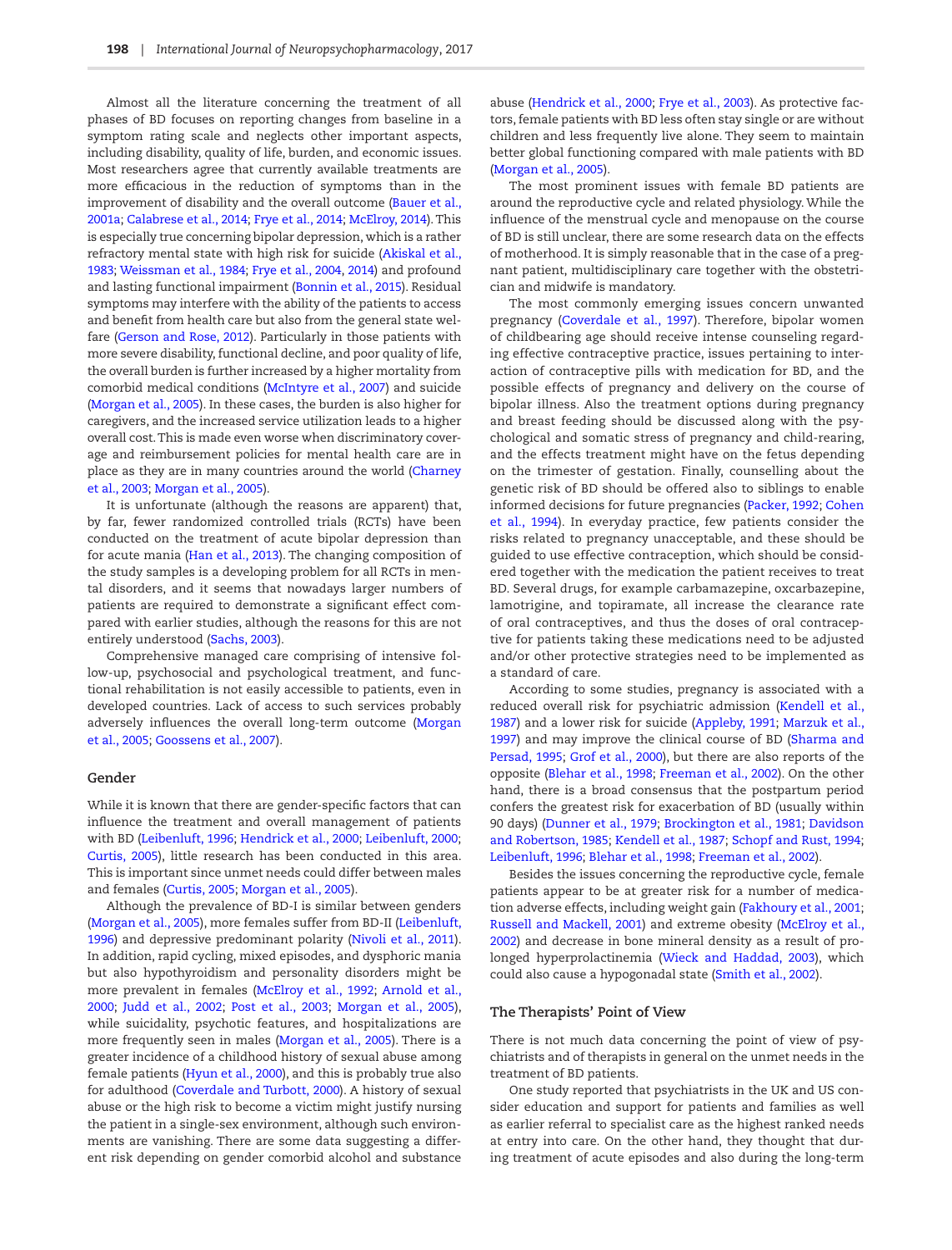Almost all the literature concerning the treatment of all phases of BD focuses on reporting changes from baseline in a symptom rating scale and neglects other important aspects, including disability, quality of life, burden, and economic issues. Most researchers agree that currently available treatments are more efficacious in the reduction of symptoms than in the improvement of disability and the overall outcome (Bauer et al., 2001a; Calabrese et al., 2014; Frye et al., 2014; McElroy, 2014). This is especially true concerning bipolar depression, which is a rather refractory mental state with high risk for suicide (Akiskal et al., 1983; Weissman et al., 1984; Frye et al., 2004, 2014) and profound and lasting functional impairment (Bonnin et al., 2015). Residual symptoms may interfere with the ability of the patients to access and benefit from health care but also from the general state welfare (Gerson and Rose, 2012). Particularly in those patients with more severe disability, functional decline, and poor quality of life, the overall burden is further increased by a higher mortality from comorbid medical conditions (McIntyre et al., 2007) and suicide (Morgan et al., 2005). In these cases, the burden is also higher for caregivers, and the increased service utilization leads to a higher overall cost. This is made even worse when discriminatory coverage and reimbursement policies for mental health care are in place as they are in many countries around the world (Charney et al., 2003; Morgan et al., 2005).

It is unfortunate (although the reasons are apparent) that, by far, fewer randomized controlled trials (RCTs) have been conducted on the treatment of acute bipolar depression than for acute mania (Han et al., 2013). The changing composition of the study samples is a developing problem for all RCTs in mental disorders, and it seems that nowadays larger numbers of patients are required to demonstrate a significant effect compared with earlier studies, although the reasons for this are not entirely understood (Sachs, 2003).

Comprehensive managed care comprising of intensive follow-up, psychosocial and psychological treatment, and functional rehabilitation is not easily accessible to patients, even in developed countries. Lack of access to such services probably adversely influences the overall long-term outcome (Morgan et al., 2005; Goossens et al., 2007).

## Gender

While it is known that there are gender-specific factors that can influence the treatment and overall management of patients with BD (Leibenluft, 1996; Hendrick et al., 2000; Leibenluft, 2000; Curtis, 2005), little research has been conducted in this area. This is important since unmet needs could differ between males and females (Curtis, 2005; Morgan et al., 2005).

Although the prevalence of BD-I is similar between genders (Morgan et al., 2005), more females suffer from BD-II (Leibenluft, 1996) and depressive predominant polarity (Nivoli et al., 2011). In addition, rapid cycling, mixed episodes, and dysphoric mania but also hypothyroidism and personality disorders might be more prevalent in females (McElroy et al., 1992; Arnold et al., 2000; Judd et al., 2002; Post et al., 2003; Morgan et al., 2005), while suicidality, psychotic features, and hospitalizations are more frequently seen in males (Morgan et al., 2005). There is a greater incidence of a childhood history of sexual abuse among female patients (Hyun et al., 2000), and this is probably true also for adulthood (Coverdale and Turbott, 2000). A history of sexual abuse or the high risk to become a victim might justify nursing the patient in a single-sex environment, although such environments are vanishing. There are some data suggesting a different risk depending on gender comorbid alcohol and substance abuse (Hendrick et al., 2000; Frye et al., 2003). As protective factors, female patients with BD less often stay single or are without children and less frequently live alone. They seem to maintain better global functioning compared with male patients with BD (Morgan et al., 2005).

The most prominent issues with female BD patients are around the reproductive cycle and related physiology. While the influence of the menstrual cycle and menopause on the course of BD is still unclear, there are some research data on the effects of motherhood. It is simply reasonable that in the case of a pregnant patient, multidisciplinary care together with the obstetrician and midwife is mandatory.

The most commonly emerging issues concern unwanted pregnancy (Coverdale et al., 1997). Therefore, bipolar women of childbearing age should receive intense counseling regarding effective contraceptive practice, issues pertaining to interaction of contraceptive pills with medication for BD, and the possible effects of pregnancy and delivery on the course of bipolar illness. Also the treatment options during pregnancy and breast feeding should be discussed along with the psychological and somatic stress of pregnancy and child-rearing, and the effects treatment might have on the fetus depending on the trimester of gestation. Finally, counselling about the genetic risk of BD should be offered also to siblings to enable informed decisions for future pregnancies (Packer, 1992; Cohen et al., 1994). In everyday practice, few patients consider the risks related to pregnancy unacceptable, and these should be guided to use effective contraception, which should be considered together with the medication the patient receives to treat BD. Several drugs, for example carbamazepine, oxcarbazepine, lamotrigine, and topiramate, all increase the clearance rate of oral contraceptives, and thus the doses of oral contraceptive for patients taking these medications need to be adjusted and/or other protective strategies need to be implemented as a standard of care.

According to some studies, pregnancy is associated with a reduced overall risk for psychiatric admission (Kendell et al., 1987) and a lower risk for suicide (Appleby, 1991; Marzuk et al., 1997) and may improve the clinical course of BD (Sharma and Persad, 1995; Grof et al., 2000), but there are also reports of the opposite (Blehar et al., 1998; Freeman et al., 2002). On the other hand, there is a broad consensus that the postpartum period confers the greatest risk for exacerbation of BD (usually within 90 days) (Dunner et al., 1979; Brockington et al., 1981; Davidson and Robertson, 1985; Kendell et al., 1987; Schopf and Rust, 1994; Leibenluft, 1996; Blehar et al., 1998; Freeman et al., 2002).

Besides the issues concerning the reproductive cycle, female patients appear to be at greater risk for a number of medication adverse effects, including weight gain (Fakhoury et al., 2001; Russell and Mackell, 2001) and extreme obesity (McElroy et al., 2002) and decrease in bone mineral density as a result of prolonged hyperprolactinemia (Wieck and Haddad, 2003), which could also cause a hypogonadal state (Smith et al., 2002).

## The Therapists' Point of View

There is not much data concerning the point of view of psychiatrists and of therapists in general on the unmet needs in the treatment of BD patients.

One study reported that psychiatrists in the UK and US consider education and support for patients and families as well as earlier referral to specialist care as the highest ranked needs at entry into care. On the other hand, they thought that during treatment of acute episodes and also during the long-term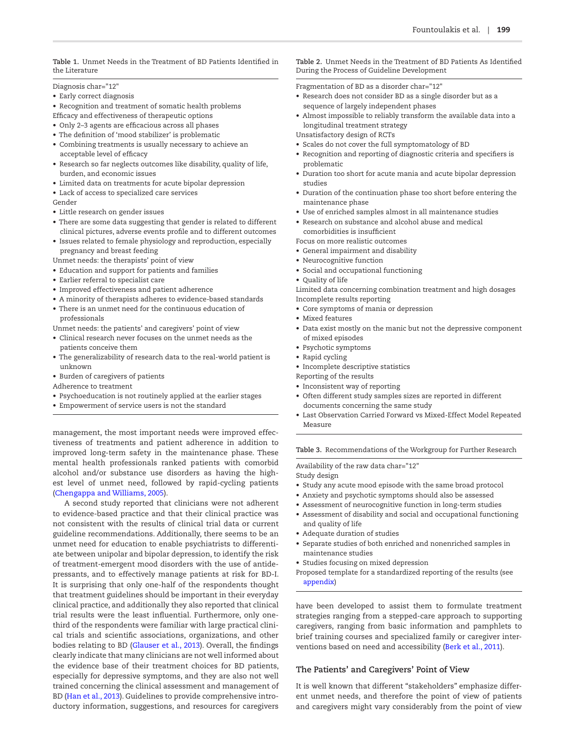Table 1. Unmet Needs in the Treatment of BD Patients Identified in the Literature

Diagnosis char="12"
- Early correct diagnosis
- Recognition and treatment of somatic health problems

Efficacy and effectiveness of therapeutic options
- Only 2–3 agents are efficacious across all phases
- The definition of 'mood stabilizer' is problematic
- Combining treatments is usually necessary to achieve an acceptable level of efficacy
- Research so far neglects outcomes like disability, quality of life, burden, and economic issues
- Limited data on treatments for acute bipolar depression
- Lack of access to specialized care services

Gender
- Little research on gender issues
- There are some data suggesting that gender is related to different clinical pictures, adverse events profile and to different outcomes
- Issues related to female physiology and reproduction, especially pregnancy and breast feeding

Unmet needs: the therapists' point of view
- Education and support for patients and families
- Earlier referral to specialist care
- Improved effectiveness and patient adherence
- A minority of therapists adheres to evidence-based standards
- There is an unmet need for the continuous education of professionals

Unmet needs: the patients' and caregivers' point of view
- Clinical research never focuses on the unmet needs as the patients conceive them
- The generalizability of research data to the real-world patient is unknown
- Burden of caregivers of patients

Adherence to treatment
- Psychoeducation is not routinely applied at the earlier stages
- Empowerment of service users is not the standard

management, the most important needs were improved effectiveness of treatments and patient adherence in addition to improved long-term safety in the maintenance phase. These mental health professionals ranked patients with comorbid alcohol and/or substance use disorders as having the highest level of unmet need, followed by rapid-cycling patients (Chengappa and Williams, 2005).

A second study reported that clinicians were not adherent to evidence-based practice and that their clinical practice was not consistent with the results of clinical trial data or current guideline recommendations. Additionally, there seems to be an unmet need for education to enable psychiatrists to differentiate between unipolar and bipolar depression, to identify the risk of treatment-emergent mood disorders with the use of antidepressants, and to effectively manage patients at risk for BD-I. It is surprising that only one-half of the respondents thought that treatment guidelines should be important in their everyday clinical practice, and additionally they also reported that clinical trial results were the least influential. Furthermore, only one-third of the respondents were familiar with large practical clinical trials and scientific associations, organizations, and other bodies relating to BD (Glauser et al., 2013). Overall, the findings clearly indicate that many clinicians are not well informed about the evidence base of their treatment choices for BD patients, especially for depressive symptoms, and they are also not well trained concerning the clinical assessment and management of BD (Han et al., 2013). Guidelines to provide comprehensive introductory information, suggestions, and resources for caregivers have been developed to assist them to formulate treatment strategies ranging from a stepped-care approach to supporting caregivers, ranging from basic information and pamphlets to brief training courses and specialized family or caregiver interventions based on need and accessibility (Berk et al., 2011).

Table 2. Unmet Needs in the Treatment of BD Patients As Identified During the Process of Guideline Development

Fragmentation of BD as a disorder char="12"
- Research does not consider BD as a single disorder but as a sequence of largely independent phases
- Almost impossible to reliably transform the available data into a longitudinal treatment strategy

Unsatisfactory design of RCTs
- Scales do not cover the full symptomatology of BD
- Recognition and reporting of diagnostic criteria and specifiers is problematic
- Duration too short for acute mania and acute bipolar depression studies
- Duration of the continuation phase too short before entering the maintenance phase
- Use of enriched samples almost in all maintenance studies
- Research on substance and alcohol abuse and medical comorbidities is insufficient

Focus on more realistic outcomes
- General impairment and disability
- Neurocognitive function
- Social and occupational functioning
- Quality of life

Limited data concerning combination treatment and high dosages

Incomplete results reporting
- Core symptoms of mania or depression
- Mixed features
- Data exist mostly on the manic but not the depressive component of mixed episodes
- Psychotic symptoms
- Rapid cycling
- Incomplete descriptive statistics

Reporting of the results
- Inconsistent way of reporting
- Often different study samples sizes are reported in different documents concerning the same study
- Last Observation Carried Forward vs Mixed-Effect Model Repeated Measure

Table 3. Recommendations of the Workgroup for Further Research

Availability of the raw data char="12"

Study design
- Study any acute mood episode with the same broad protocol
- Anxiety and psychotic symptoms should also be assessed
- Assessment of neurocognitive function in long-term studies
- Assessment of disability and social and occupational functioning and quality of life
- Adequate duration of studies
- Separate studies of both enriched and nonenriched samples in maintenance studies
- Studies focusing on mixed depression

Proposed template for a standardized reporting of the results (see appendix)

## The Patients' and Caregivers' Point of View

It is well known that different "stakeholders" emphasize different unmet needs, and therefore the point of view of patients and caregivers might vary considerably from the point of view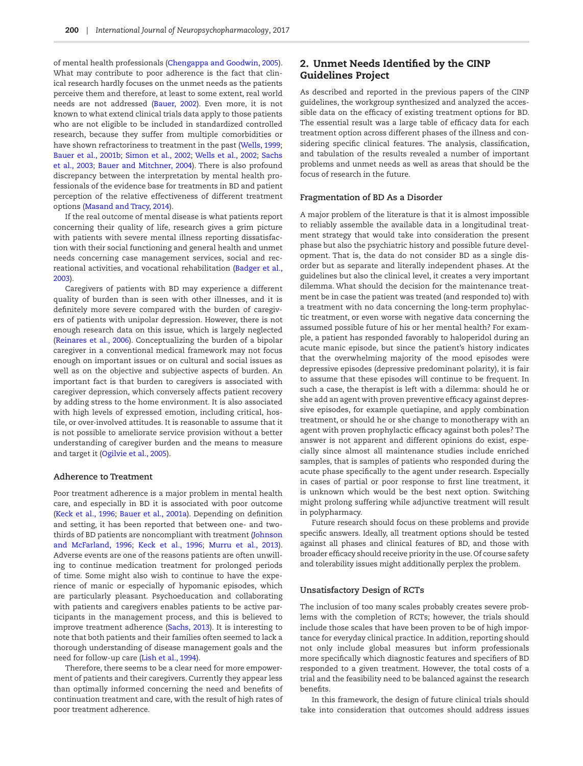of mental health professionals (Chengappa and Goodwin, 2005). What may contribute to poor adherence is the fact that clinical research hardly focuses on the unmet needs as the patients perceive them and therefore, at least to some extent, real world needs are not addressed (Bauer, 2002). Even more, it is not known to what extend clinical trials data apply to those patients who are not eligible to be included in standardized controlled research, because they suffer from multiple comorbidities or have shown refractoriness to treatment in the past (Wells, 1999; Bauer et al., 2001b; Simon et al., 2002; Wells et al., 2002; Sachs et al., 2003; Bauer and Mitchner, 2004). There is also profound discrepancy between the interpretation by mental health professionals of the evidence base for treatments in BD and patient perception of the relative effectiveness of different treatment options (Masand and Tracy, 2014).

If the real outcome of mental disease is what patients report concerning their quality of life, research gives a grim picture with patients with severe mental illness reporting dissatisfaction with their social functioning and general health and unmet needs concerning case management services, social and recreational activities, and vocational rehabilitation (Badger et al., 2003).

Caregivers of patients with BD may experience a different quality of burden than is seen with other illnesses, and it is definitely more severe compared with the burden of caregivers of patients with unipolar depression. However, there is not enough research data on this issue, which is largely neglected (Reinares et al., 2006). Conceptualizing the burden of a bipolar caregiver in a conventional medical framework may not focus enough on important issues or on cultural and social issues as well as on the objective and subjective aspects of burden. An important fact is that burden to caregivers is associated with caregiver depression, which conversely affects patient recovery by adding stress to the home environment. It is also associated with high levels of expressed emotion, including critical, hostile, or over-involved attitudes. It is reasonable to assume that it is not possible to ameliorate service provision without a better understanding of caregiver burden and the means to measure and target it (Ogilvie et al., 2005).

### Adherence to Treatment

Poor treatment adherence is a major problem in mental health care, and especially in BD it is associated with poor outcome (Keck et al., 1996; Bauer et al., 2001a). Depending on definition and setting, it has been reported that between one- and two-thirds of BD patients are noncompliant with treatment (Johnson and McFarland, 1996; Keck et al., 1996; Murru et al., 2013). Adverse events are one of the reasons patients are often unwilling to continue medication treatment for prolonged periods of time. Some might also wish to continue to have the experience of manic or especially of hypomanic episodes, which are particularly pleasant. Psychoeducation and collaborating with patients and caregivers enables patients to be active participants in the management process, and this is believed to improve treatment adherence (Sachs, 2013). It is interesting to note that both patients and their families often seemed to lack a thorough understanding of disease management goals and the need for follow-up care (Lish et al., 1994).

Therefore, there seems to be a clear need for more empowerment of patients and their caregivers. Currently they appear less than optimally informed concerning the need and benefits of continuation treatment and care, with the result of high rates of poor treatment adherence.

## 2. Unmet Needs Identified by the CINP Guidelines Project

As described and reported in the previous papers of the CINP guidelines, the workgroup synthesized and analyzed the accessible data on the efficacy of existing treatment options for BD. The essential result was a large table of efficacy data for each treatment option across different phases of the illness and considering specific clinical features. The analysis, classification, and tabulation of the results revealed a number of important problems and unmet needs as well as areas that should be the focus of research in the future.

### Fragmentation of BD As a Disorder

A major problem of the literature is that it is almost impossible to reliably assemble the available data in a longitudinal treatment strategy that would take into consideration the present phase but also the psychiatric history and possible future development. That is, the data do not consider BD as a single disorder but as separate and literally independent phases. At the guidelines but also the clinical level, it creates a very important dilemma. What should the decision for the maintenance treatment be in case the patient was treated (and responded to) with a treatment with no data concerning the long-term prophylactic treatment, or even worse with negative data concerning the assumed possible future of his or her mental health? For example, a patient has responded favorably to haloperidol during an acute manic episode, but since the patient's history indicates that the overwhelming majority of the mood episodes were depressive episodes (depressive predominant polarity), it is fair to assume that these episodes will continue to be frequent. In such a case, the therapist is left with a dilemma: should he or she add an agent with proven preventive efficacy against depressive episodes, for example quetiapine, and apply combination treatment, or should he or she change to monotherapy with an agent with proven prophylactic efficacy against both poles? The answer is not apparent and different opinions do exist, especially since almost all maintenance studies include enriched samples, that is samples of patients who responded during the acute phase specifically to the agent under research. Especially in cases of partial or poor response to first line treatment, it is unknown which would be the best next option. Switching might prolong suffering while adjunctive treatment will result in polypharmacy.

Future research should focus on these problems and provide specific answers. Ideally, all treatment options should be tested against all phases and clinical features of BD, and those with broader efficacy should receive priority in the use. Of course safety and tolerability issues might additionally perplex the problem.

### Unsatisfactory Design of RCTs

The inclusion of too many scales probably creates severe problems with the completion of RCTs; however, the trials should include those scales that have been proven to be of high importance for everyday clinical practice. In addition, reporting should not only include global measures but inform professionals more specifically which diagnostic features and specifiers of BD responded to a given treatment. However, the total costs of a trial and the feasibility need to be balanced against the research benefits.

In this framework, the design of future clinical trials should take into consideration that outcomes should address issues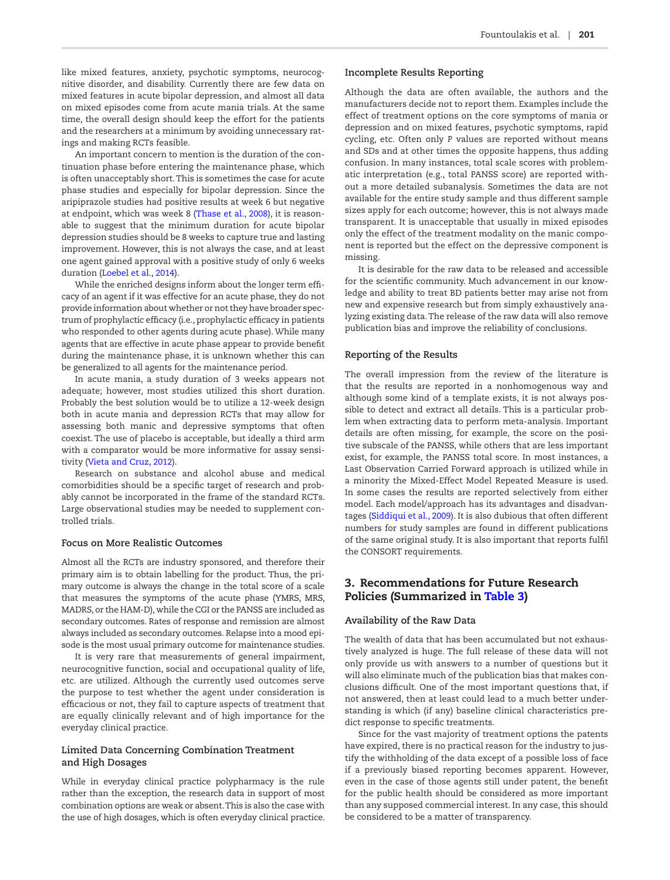like mixed features, anxiety, psychotic symptoms, neurocognitive disorder, and disability. Currently there are few data on mixed features in acute bipolar depression, and almost all data on mixed episodes come from acute mania trials. At the same time, the overall design should keep the effort for the patients and the researchers at a minimum by avoiding unnecessary ratings and making RCTs feasible.

An important concern to mention is the duration of the continuation phase before entering the maintenance phase, which is often unacceptably short. This is sometimes the case for acute phase studies and especially for bipolar depression. Since the aripiprazole studies had positive results at week 6 but negative at endpoint, which was week 8 (Thase et al., 2008), it is reasonable to suggest that the minimum duration for acute bipolar depression studies should be 8 weeks to capture true and lasting improvement. However, this is not always the case, and at least one agent gained approval with a positive study of only 6 weeks duration (Loebel et al., 2014).

While the enriched designs inform about the longer term efficacy of an agent if it was effective for an acute phase, they do not provide information about whether or not they have broader spectrum of prophylactic efficacy (i.e., prophylactic efficacy in patients who responded to other agents during acute phase). While many agents that are effective in acute phase appear to provide benefit during the maintenance phase, it is unknown whether this can be generalized to all agents for the maintenance period.

In acute mania, a study duration of 3 weeks appears not adequate; however, most studies utilized this short duration. Probably the best solution would be to utilize a 12-week design both in acute mania and depression RCTs that may allow for assessing both manic and depressive symptoms that often coexist. The use of placebo is acceptable, but ideally a third arm with a comparator would be more informative for assay sensitivity (Vieta and Cruz, 2012).

Research on substance and alcohol abuse and medical comorbidities should be a specific target of research and probably cannot be incorporated in the frame of the standard RCTs. Large observational studies may be needed to supplement controlled trials.

### Focus on More Realistic Outcomes

Almost all the RCTs are industry sponsored, and therefore their primary aim is to obtain labelling for the product. Thus, the primary outcome is always the change in the total score of a scale that measures the symptoms of the acute phase (YMRS, MRS, MADRS, or the HAM-D), while the CGI or the PANSS are included as secondary outcomes. Rates of response and remission are almost always included as secondary outcomes. Relapse into a mood episode is the most usual primary outcome for maintenance studies.

It is very rare that measurements of general impairment, neurocognitive function, social and occupational quality of life, etc. are utilized. Although the currently used outcomes serve the purpose to test whether the agent under consideration is efficacious or not, they fail to capture aspects of treatment that are equally clinically relevant and of high importance for the everyday clinical practice.

### Limited Data Concerning Combination Treatment and High Dosages

While in everyday clinical practice polypharmacy is the rule rather than the exception, the research data in support of most combination options are weak or absent. This is the case with the use of high dosages, which is often everyday clinical practice.

### Incomplete Results Reporting

Although the data are often available, the authors and the manufacturers decide not to report them. Examples include the effect of treatment options on the core symptoms of mania or depression and on mixed features, psychotic symptoms, rapid cycling, etc. Often only *P* values are reported without means and SDs and at other times the opposite happens, thus adding confusion. In many instances, total scale scores with problematic interpretation (e.g., total PANSS score) are reported without a more detailed subanalysis. Sometimes the data are not available for the entire study sample and thus different sample sizes apply for each outcome; however, this is not always made transparent. It is unacceptable that usually in mixed episodes only the effect of the treatment modality on the manic component is reported but the effect on the depressive component is missing.

It is desirable for the raw data to be released and accessible for the scientific community. Much advancement in our knowledge and ability to treat BD patients better may arise not from new and expensive research but from simply exhaustively analyzing existing data. The release of the raw data will also remove publication bias and improve the reliability of conclusions.

### Reporting of the Results

The overall impression from the review of the literature is that the results are reported in a nonhomogenous way and although some kind of a template exists, it is not always possible to detect and extract all details. This is a particular problem when extracting data to perform meta-analysis. Important details are often missing, for example, the score on the positive subscale of the PANSS, while others that are less important exist, for example, the PANSS total score. In most instances, a Last Observation Carried Forward approach is utilized while in a minority the Mixed-Effect Model Repeated Measure is used. In some cases the results are reported selectively from either model. Each model/approach has its advantages and disadvantages (Siddiqui et al., 2009). It is also dubious that often different numbers for study samples are found in different publications of the same original study. It is also important that reports fulfil the CONSORT requirements.

## 3. Recommendations for Future Research Policies (Summarized in Table 3)

### Availability of the Raw Data

The wealth of data that has been accumulated but not exhaustively analyzed is huge. The full release of these data will not only provide us with answers to a number of questions but it will also eliminate much of the publication bias that makes conclusions difficult. One of the most important questions that, if not answered, then at least could lead to a much better understanding is which (if any) baseline clinical characteristics predict response to specific treatments.

Since for the vast majority of treatment options the patents have expired, there is no practical reason for the industry to justify the withholding of the data except of a possible loss of face if a previously biased reporting becomes apparent. However, even in the case of those agents still under patent, the benefit for the public health should be considered as more important than any supposed commercial interest. In any case, this should be considered to be a matter of transparency.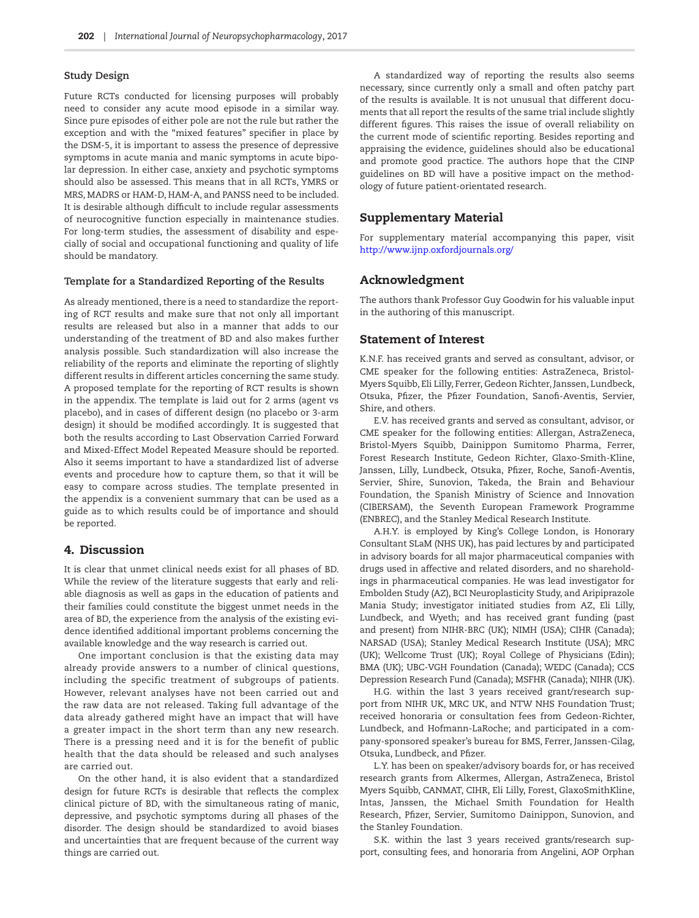### Study Design

Future RCTs conducted for licensing purposes will probably need to consider any acute mood episode in a similar way. Since pure episodes of either pole are not the rule but rather the exception and with the "mixed features" specifier in place by the DSM-5, it is important to assess the presence of depressive symptoms in acute mania and manic symptoms in acute bipolar depression. In either case, anxiety and psychotic symptoms should also be assessed. This means that in all RCTs, YMRS or MRS, MADRS or HAM-D, HAM-A, and PANSS need to be included. It is desirable although difficult to include regular assessments of neurocognitive function especially in maintenance studies. For long-term studies, the assessment of disability and especially of social and occupational functioning and quality of life should be mandatory.

### Template for a Standardized Reporting of the Results

As already mentioned, there is a need to standardize the reporting of RCT results and make sure that not only all important results are released but also in a manner that adds to our understanding of the treatment of BD and also makes further analysis possible. Such standardization will also increase the reliability of the reports and eliminate the reporting of slightly different results in different articles concerning the same study. A proposed template for the reporting of RCT results is shown in the appendix. The template is laid out for 2 arms (agent vs placebo), and in cases of different design (no placebo or 3-arm design) it should be modified accordingly. It is suggested that both the results according to Last Observation Carried Forward and Mixed-Effect Model Repeated Measure should be reported. Also it seems important to have a standardized list of adverse events and procedure how to capture them, so that it will be easy to compare across studies. The template presented in the appendix is a convenient summary that can be used as a guide as to which results could be of importance and should be reported.

## 4. Discussion

It is clear that unmet clinical needs exist for all phases of BD. While the review of the literature suggests that early and reliable diagnosis as well as gaps in the education of patients and their families could constitute the biggest unmet needs in the area of BD, the experience from the analysis of the existing evidence identified additional important problems concerning the available knowledge and the way research is carried out.

One important conclusion is that the existing data may already provide answers to a number of clinical questions, including the specific treatment of subgroups of patients. However, relevant analyses have not been carried out and the raw data are not released. Taking full advantage of the data already gathered might have an impact that will have a greater impact in the short term than any new research. There is a pressing need and it is for the benefit of public health that the data should be released and such analyses are carried out.

On the other hand, it is also evident that a standardized design for future RCTs is desirable that reflects the complex clinical picture of BD, with the simultaneous rating of manic, depressive, and psychotic symptoms during all phases of the disorder. The design should be standardized to avoid biases and uncertainties that are frequent because of the current way things are carried out.

A standardized way of reporting the results also seems necessary, since currently only a small and often patchy part of the results is available. It is not unusual that different documents that all report the results of the same trial include slightly different figures. This raises the issue of overall reliability on the current mode of scientific reporting. Besides reporting and appraising the evidence, guidelines should also be educational and promote good practice. The authors hope that the CINP guidelines on BD will have a positive impact on the methodology of future patient-orientated research.

## Supplementary Material

For supplementary material accompanying this paper, visit http://www.ijnp.oxfordjournals.org/

## Acknowledgment

The authors thank Professor Guy Goodwin for his valuable input in the authoring of this manuscript.

## Statement of Interest

K.N.F. has received grants and served as consultant, advisor, or CME speaker for the following entities: AstraZeneca, Bristol-Myers Squibb, Eli Lilly, Ferrer, Gedeon Richter, Janssen, Lundbeck, Otsuka, Pfizer, the Pfizer Foundation, Sanofi-Aventis, Servier, Shire, and others.

E.V. has received grants and served as consultant, advisor, or CME speaker for the following entities: Allergan, AstraZeneca, Bristol-Myers Squibb, Dainippon Sumitomo Pharma, Ferrer, Forest Research Institute, Gedeon Richter, Glaxo-Smith-Kline, Janssen, Lilly, Lundbeck, Otsuka, Pfizer, Roche, Sanofi-Aventis, Servier, Shire, Sunovion, Takeda, the Brain and Behaviour Foundation, the Spanish Ministry of Science and Innovation (CIBERSAM), the Seventh European Framework Programme (ENBREC), and the Stanley Medical Research Institute.

A.H.Y. is employed by King's College London, is Honorary Consultant SLaM (NHS UK), has paid lectures by and participated in advisory boards for all major pharmaceutical companies with drugs used in affective and related disorders, and no shareholdings in pharmaceutical companies. He was lead investigator for Embolden Study (AZ), BCI Neuroplasticity Study, and Aripiprazole Mania Study; investigator initiated studies from AZ, Eli Lilly, Lundbeck, and Wyeth; and has received grant funding (past and present) from NIHR-BRC (UK); NIMH (USA); CIHR (Canada); NARSAD (USA); Stanley Medical Research Institute (USA); MRC (UK); Wellcome Trust (UK); Royal College of Physicians (Edin); BMA (UK); UBC-VGH Foundation (Canada); WEDC (Canada); CCS Depression Research Fund (Canada); MSFHR (Canada); NIHR (UK).

H.G. within the last 3 years received grant/research support from NIHR UK, MRC UK, and NTW NHS Foundation Trust; received honoraria or consultation fees from Gedeon-Richter, Lundbeck, and Hofmann-LaRoche; and participated in a company-sponsored speaker's bureau for BMS, Ferrer, Janssen-Cilag, Otsuka, Lundbeck, and Pfizer.

L.Y. has been on speaker/advisory boards for, or has received research grants from Alkermes, Allergan, AstraZeneca, Bristol Myers Squibb, CANMAT, CIHR, Eli Lilly, Forest, GlaxoSmithKline, Intas, Janssen, the Michael Smith Foundation for Health Research, Pfizer, Servier, Sumitomo Dainippon, Sunovion, and the Stanley Foundation.

S.K. within the last 3 years received grants/research support, consulting fees, and honoraria from Angelini, AOP Orphan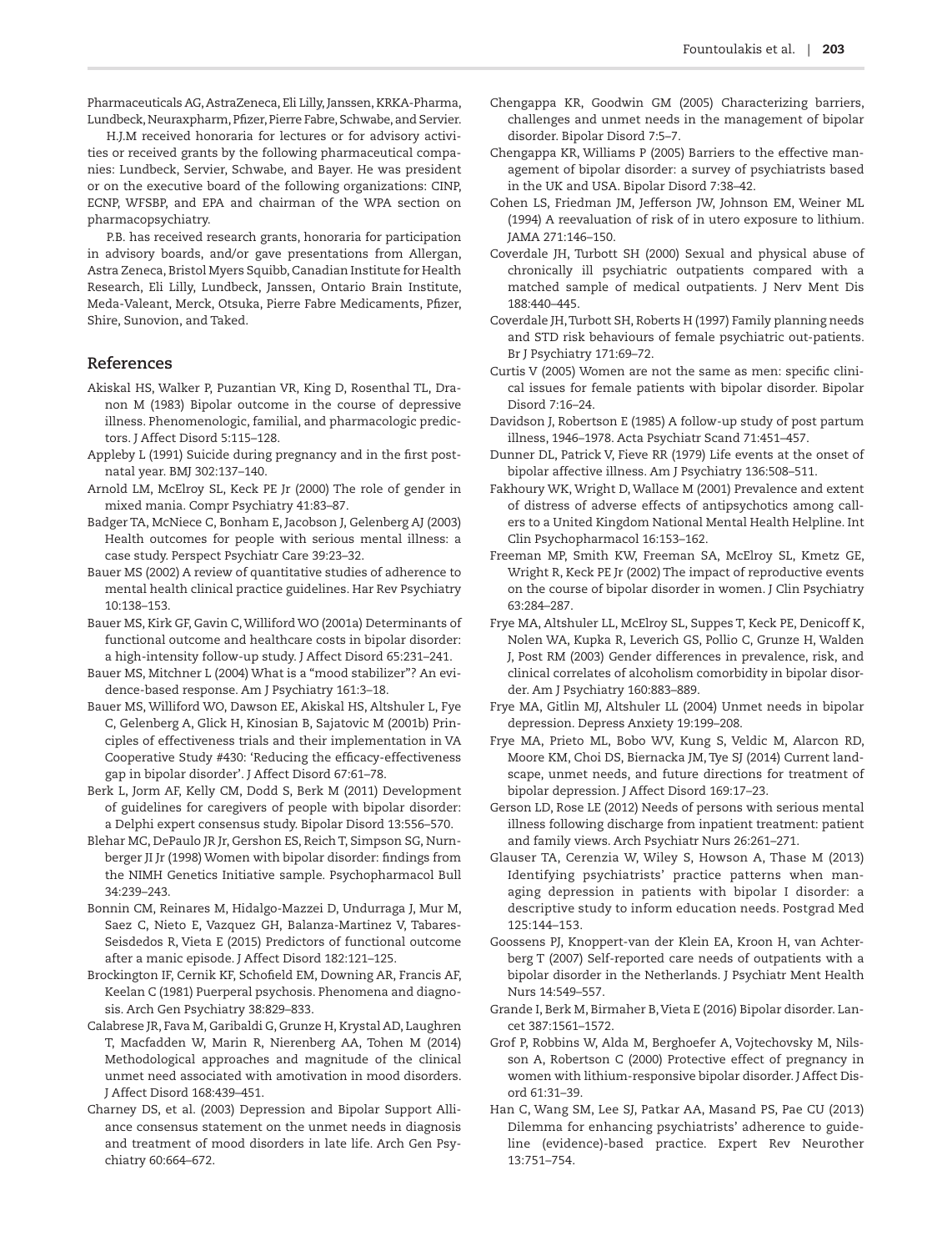Pharmaceuticals AG, AstraZeneca, Eli Lilly, Janssen, KRKA-Pharma, Lundbeck, Neuraxpharm, Pfizer, Pierre Fabre, Schwabe, and Servier.

H.J.M received honoraria for lectures or for advisory activities or received grants by the following pharmaceutical companies: Lundbeck, Servier, Schwabe, and Bayer. He was president or on the executive board of the following organizations: CINP, ECNP, WFSBP, and EPA and chairman of the WPA section on pharmacopsychiatry.

P.B. has received research grants, honoraria for participation in advisory boards, and/or gave presentations from Allergan, Astra Zeneca, Bristol Myers Squibb, Canadian Institute for Health Research, Eli Lilly, Lundbeck, Janssen, Ontario Brain Institute, Meda-Valeant, Merck, Otsuka, Pierre Fabre Medicaments, Pfizer, Shire, Sunovion, and Taked.

## References

Akiskal HS, Walker P, Puzantian VR, King D, Rosenthal TL, Dranon M (1983) Bipolar outcome in the course of depressive illness. Phenomenologic, familial, and pharmacologic predictors. J Affect Disord 5:115–128.

Appleby L (1991) Suicide during pregnancy and in the first postnatal year. BMJ 302:137–140.

Arnold LM, McElroy SL, Keck PE Jr (2000) The role of gender in mixed mania. Compr Psychiatry 41:83–87.

Badger TA, McNiece C, Bonham E, Jacobson J, Gelenberg AJ (2003) Health outcomes for people with serious mental illness: a case study. Perspect Psychiatr Care 39:23–32.

Bauer MS (2002) A review of quantitative studies of adherence to mental health clinical practice guidelines. Har Rev Psychiatry 10:138–153.

Bauer MS, Kirk GF, Gavin C, Williford WO (2001a) Determinants of functional outcome and healthcare costs in bipolar disorder: a high-intensity follow-up study. J Affect Disord 65:231–241.

Bauer MS, Mitchner L (2004) What is a "mood stabilizer"? An evidence-based response. Am J Psychiatry 161:3–18.

Bauer MS, Williford WO, Dawson EE, Akiskal HS, Altshuler L, Fye C, Gelenberg A, Glick H, Kinosian B, Sajatovic M (2001b) Principles of effectiveness trials and their implementation in VA Cooperative Study #430: 'Reducing the efficacy-effectiveness gap in bipolar disorder'. J Affect Disord 67:61–78.

Berk L, Jorm AF, Kelly CM, Dodd S, Berk M (2011) Development of guidelines for caregivers of people with bipolar disorder: a Delphi expert consensus study. Bipolar Disord 13:556–570.

Blehar MC, DePaulo JR Jr, Gershon ES, Reich T, Simpson SG, Nurnberger JI Jr (1998) Women with bipolar disorder: findings from the NIMH Genetics Initiative sample. Psychopharmacol Bull 34:239–243.

Bonnin CM, Reinares M, Hidalgo-Mazzei D, Undurraga J, Mur M, Saez C, Nieto E, Vazquez GH, Balanza-Martinez V, Tabares-Seisdedos R, Vieta E (2015) Predictors of functional outcome after a manic episode. J Affect Disord 182:121–125.

Brockington IF, Cernik KF, Schofield EM, Downing AR, Francis AF, Keelan C (1981) Puerperal psychosis. Phenomena and diagnosis. Arch Gen Psychiatry 38:829–833.

Calabrese JR, Fava M, Garibaldi G, Grunze H, Krystal AD, Laughren T, Macfadden W, Marin R, Nierenberg AA, Tohen M (2014) Methodological approaches and magnitude of the clinical unmet need associated with amotivation in mood disorders. J Affect Disord 168:439–451.

Charney DS, et al. (2003) Depression and Bipolar Support Alliance consensus statement on the unmet needs in diagnosis and treatment of mood disorders in late life. Arch Gen Psychiatry 60:664–672.

Chengappa KR, Goodwin GM (2005) Characterizing barriers, challenges and unmet needs in the management of bipolar disorder. Bipolar Disord 7:5–7.

Chengappa KR, Williams P (2005) Barriers to the effective management of bipolar disorder: a survey of psychiatrists based in the UK and USA. Bipolar Disord 7:38–42.

Cohen LS, Friedman JM, Jefferson JW, Johnson EM, Weiner ML (1994) A reevaluation of risk of in utero exposure to lithium. JAMA 271:146–150.

Coverdale JH, Turbott SH (2000) Sexual and physical abuse of chronically ill psychiatric outpatients compared with a matched sample of medical outpatients. J Nerv Ment Dis 188:440–445.

Coverdale JH, Turbott SH, Roberts H (1997) Family planning needs and STD risk behaviours of female psychiatric out-patients. Br J Psychiatry 171:69–72.

Curtis V (2005) Women are not the same as men: specific clinical issues for female patients with bipolar disorder. Bipolar Disord 7:16–24.

Davidson J, Robertson E (1985) A follow-up study of post partum illness, 1946–1978. Acta Psychiatr Scand 71:451–457.

Dunner DL, Patrick V, Fieve RR (1979) Life events at the onset of bipolar affective illness. Am J Psychiatry 136:508–511.

Fakhoury WK, Wright D, Wallace M (2001) Prevalence and extent of distress of adverse effects of antipsychotics among callers to a United Kingdom National Mental Health Helpline. Int Clin Psychopharmacol 16:153–162.

Freeman MP, Smith KW, Freeman SA, McElroy SL, Kmetz GE, Wright R, Keck PE Jr (2002) The impact of reproductive events on the course of bipolar disorder in women. J Clin Psychiatry 63:284–287.

Frye MA, Altshuler LL, McElroy SL, Suppes T, Keck PE, Denicoff K, Nolen WA, Kupka R, Leverich GS, Pollio C, Grunze H, Walden J, Post RM (2003) Gender differences in prevalence, risk, and clinical correlates of alcoholism comorbidity in bipolar disorder. Am J Psychiatry 160:883–889.

Frye MA, Gitlin MJ, Altshuler LL (2004) Unmet needs in bipolar depression. Depress Anxiety 19:199–208.

Frye MA, Prieto ML, Bobo WV, Kung S, Veldic M, Alarcon RD, Moore KM, Choi DS, Biernacka JM, Tye SJ (2014) Current landscape, unmet needs, and future directions for treatment of bipolar depression. J Affect Disord 169:17–23.

Gerson LD, Rose LE (2012) Needs of persons with serious mental illness following discharge from inpatient treatment: patient and family views. Arch Psychiatr Nurs 26:261–271.

Glauser TA, Cerenzia W, Wiley S, Howson A, Thase M (2013) Identifying psychiatrists' practice patterns when managing depression in patients with bipolar I disorder: a descriptive study to inform education needs. Postgrad Med 125:144–153.

Goossens PJ, Knoppert-van der Klein EA, Kroon H, van Achterberg T (2007) Self-reported care needs of outpatients with a bipolar disorder in the Netherlands. J Psychiatr Ment Health Nurs 14:549–557.

Grande I, Berk M, Birmaher B, Vieta E (2016) Bipolar disorder. Lancet 387:1561–1572.

Grof P, Robbins W, Alda M, Berghoefer A, Vojtechovsky M, Nilsson A, Robertson C (2000) Protective effect of pregnancy in women with lithium-responsive bipolar disorder. J Affect Disord 61:31–39.

Han C, Wang SM, Lee SJ, Patkar AA, Masand PS, Pae CU (2013) Dilemma for enhancing psychiatrists' adherence to guideline (evidence)-based practice. Expert Rev Neurother 13:751–754.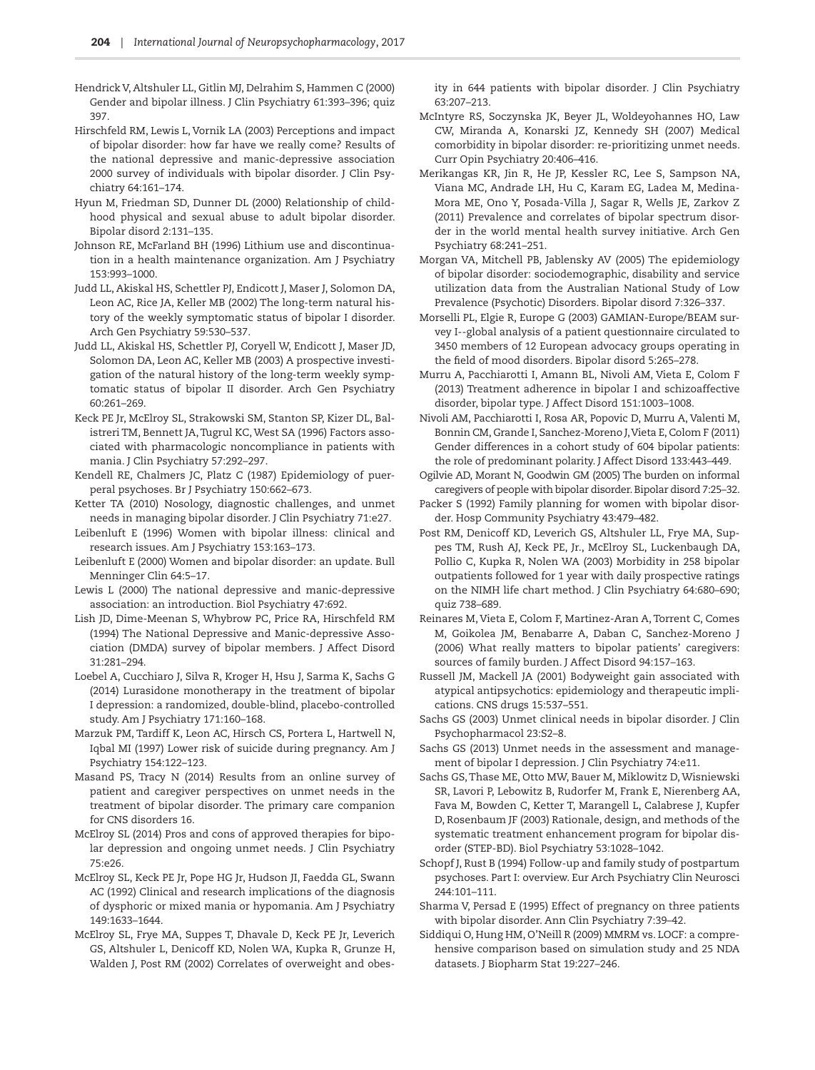Hendrick V, Altshuler LL, Gitlin MJ, Delrahim S, Hammen C (2000) Gender and bipolar illness. J Clin Psychiatry 61:393–396; quiz 397.

Hirschfeld RM, Lewis L, Vornik LA (2003) Perceptions and impact of bipolar disorder: how far have we really come? Results of the national depressive and manic-depressive association 2000 survey of individuals with bipolar disorder. J Clin Psychiatry 64:161–174.

Hyun M, Friedman SD, Dunner DL (2000) Relationship of childhood physical and sexual abuse to adult bipolar disorder. Bipolar disord 2:131–135.

Johnson RE, McFarland BH (1996) Lithium use and discontinuation in a health maintenance organization. Am J Psychiatry 153:993–1000.

Judd LL, Akiskal HS, Schettler PJ, Endicott J, Maser J, Solomon DA, Leon AC, Rice JA, Keller MB (2002) The long-term natural history of the weekly symptomatic status of bipolar I disorder. Arch Gen Psychiatry 59:530–537.

Judd LL, Akiskal HS, Schettler PJ, Coryell W, Endicott J, Maser JD, Solomon DA, Leon AC, Keller MB (2003) A prospective investigation of the natural history of the long-term weekly symptomatic status of bipolar II disorder. Arch Gen Psychiatry 60:261–269.

Keck PE Jr, McElroy SL, Strakowski SM, Stanton SP, Kizer DL, Balistreri TM, Bennett JA, Tugrul KC, West SA (1996) Factors associated with pharmacologic noncompliance in patients with mania. J Clin Psychiatry 57:292–297.

Kendell RE, Chalmers JC, Platz C (1987) Epidemiology of puerperal psychoses. Br J Psychiatry 150:662–673.

Ketter TA (2010) Nosology, diagnostic challenges, and unmet needs in managing bipolar disorder. J Clin Psychiatry 71:e27.

Leibenluft E (1996) Women with bipolar illness: clinical and research issues. Am J Psychiatry 153:163–173.

Leibenluft E (2000) Women and bipolar disorder: an update. Bull Menninger Clin 64:5–17.

Lewis L (2000) The national depressive and manic-depressive association: an introduction. Biol Psychiatry 47:692.

Lish JD, Dime-Meenan S, Whybrow PC, Price RA, Hirschfeld RM (1994) The National Depressive and Manic-depressive Association (DMDA) survey of bipolar members. J Affect Disord 31:281–294.

Loebel A, Cucchiaro J, Silva R, Kroger H, Hsu J, Sarma K, Sachs G (2014) Lurasidone monotherapy in the treatment of bipolar I depression: a randomized, double-blind, placebo-controlled study. Am J Psychiatry 171:160–168.

Marzuk PM, Tardiff K, Leon AC, Hirsch CS, Portera L, Hartwell N, Iqbal MI (1997) Lower risk of suicide during pregnancy. Am J Psychiatry 154:122–123.

Masand PS, Tracy N (2014) Results from an online survey of patient and caregiver perspectives on unmet needs in the treatment of bipolar disorder. The primary care companion for CNS disorders 16.

McElroy SL (2014) Pros and cons of approved therapies for bipolar depression and ongoing unmet needs. J Clin Psychiatry 75:e26.

McElroy SL, Keck PE Jr, Pope HG Jr, Hudson JI, Faedda GL, Swann AC (1992) Clinical and research implications of the diagnosis of dysphoric or mixed mania or hypomania. Am J Psychiatry 149:1633–1644.

McElroy SL, Frye MA, Suppes T, Dhavale D, Keck PE Jr, Leverich GS, Altshuler L, Denicoff KD, Nolen WA, Kupka R, Grunze H, Walden J, Post RM (2002) Correlates of overweight and obesity in 644 patients with bipolar disorder. J Clin Psychiatry 63:207–213.

McIntyre RS, Soczynska JK, Beyer JL, Woldeyohannes HO, Law CW, Miranda A, Konarski JZ, Kennedy SH (2007) Medical comorbidity in bipolar disorder: re-prioritizing unmet needs. Curr Opin Psychiatry 20:406–416.

Merikangas KR, Jin R, He JP, Kessler RC, Lee S, Sampson NA, Viana MC, Andrade LH, Hu C, Karam EG, Ladea M, Medina-Mora ME, Ono Y, Posada-Villa J, Sagar R, Wells JE, Zarkov Z (2011) Prevalence and correlates of bipolar spectrum disorder in the world mental health survey initiative. Arch Gen Psychiatry 68:241–251.

Morgan VA, Mitchell PB, Jablensky AV (2005) The epidemiology of bipolar disorder: sociodemographic, disability and service utilization data from the Australian National Study of Low Prevalence (Psychotic) Disorders. Bipolar disord 7:326–337.

Morselli PL, Elgie R, Europe G (2003) GAMIAN-Europe/BEAM survey I--global analysis of a patient questionnaire circulated to 3450 members of 12 European advocacy groups operating in the field of mood disorders. Bipolar disord 5:265–278.

Murru A, Pacchiarotti I, Amann BL, Nivoli AM, Vieta E, Colom F (2013) Treatment adherence in bipolar I and schizoaffective disorder, bipolar type. J Affect Disord 151:1003–1008.

Nivoli AM, Pacchiarotti I, Rosa AR, Popovic D, Murru A, Valenti M, Bonnin CM, Grande I, Sanchez-Moreno J, Vieta E, Colom F (2011) Gender differences in a cohort study of 604 bipolar patients: the role of predominant polarity. J Affect Disord 133:443–449.

Ogilvie AD, Morant N, Goodwin GM (2005) The burden on informal caregivers of people with bipolar disorder. Bipolar disord 7:25–32.

Packer S (1992) Family planning for women with bipolar disorder. Hosp Community Psychiatry 43:479–482.

Post RM, Denicoff KD, Leverich GS, Altshuler LL, Frye MA, Suppes TM, Rush AJ, Keck PE, Jr., McElroy SL, Luckenbaugh DA, Pollio C, Kupka R, Nolen WA (2003) Morbidity in 258 bipolar outpatients followed for 1 year with daily prospective ratings on the NIMH life chart method. J Clin Psychiatry 64:680–690; quiz 738–689.

Reinares M, Vieta E, Colom F, Martinez-Aran A, Torrent C, Comes M, Goikolea JM, Benabarre A, Daban C, Sanchez-Moreno J (2006) What really matters to bipolar patients' caregivers: sources of family burden. J Affect Disord 94:157–163.

Russell JM, Mackell JA (2001) Bodyweight gain associated with atypical antipsychotics: epidemiology and therapeutic implications. CNS drugs 15:537–551.

Sachs GS (2003) Unmet clinical needs in bipolar disorder. J Clin Psychopharmacol 23:S2–8.

Sachs GS (2013) Unmet needs in the assessment and management of bipolar I depression. J Clin Psychiatry 74:e11.

Sachs GS, Thase ME, Otto MW, Bauer M, Miklowitz D, Wisniewski SR, Lavori P, Lebowitz B, Rudorfer M, Frank E, Nierenberg AA, Fava M, Bowden C, Ketter T, Marangell L, Calabrese J, Kupfer D, Rosenbaum JF (2003) Rationale, design, and methods of the systematic treatment enhancement program for bipolar disorder (STEP-BD). Biol Psychiatry 53:1028–1042.

Schopf J, Rust B (1994) Follow-up and family study of postpartum psychoses. Part I: overview. Eur Arch Psychiatry Clin Neurosci 244:101–111.

Sharma V, Persad E (1995) Effect of pregnancy on three patients with bipolar disorder. Ann Clin Psychiatry 7:39–42.

Siddiqui O, Hung HM, O'Neill R (2009) MMRM vs. LOCF: a comprehensive comparison based on simulation study and 25 NDA datasets. J Biopharm Stat 19:227–246.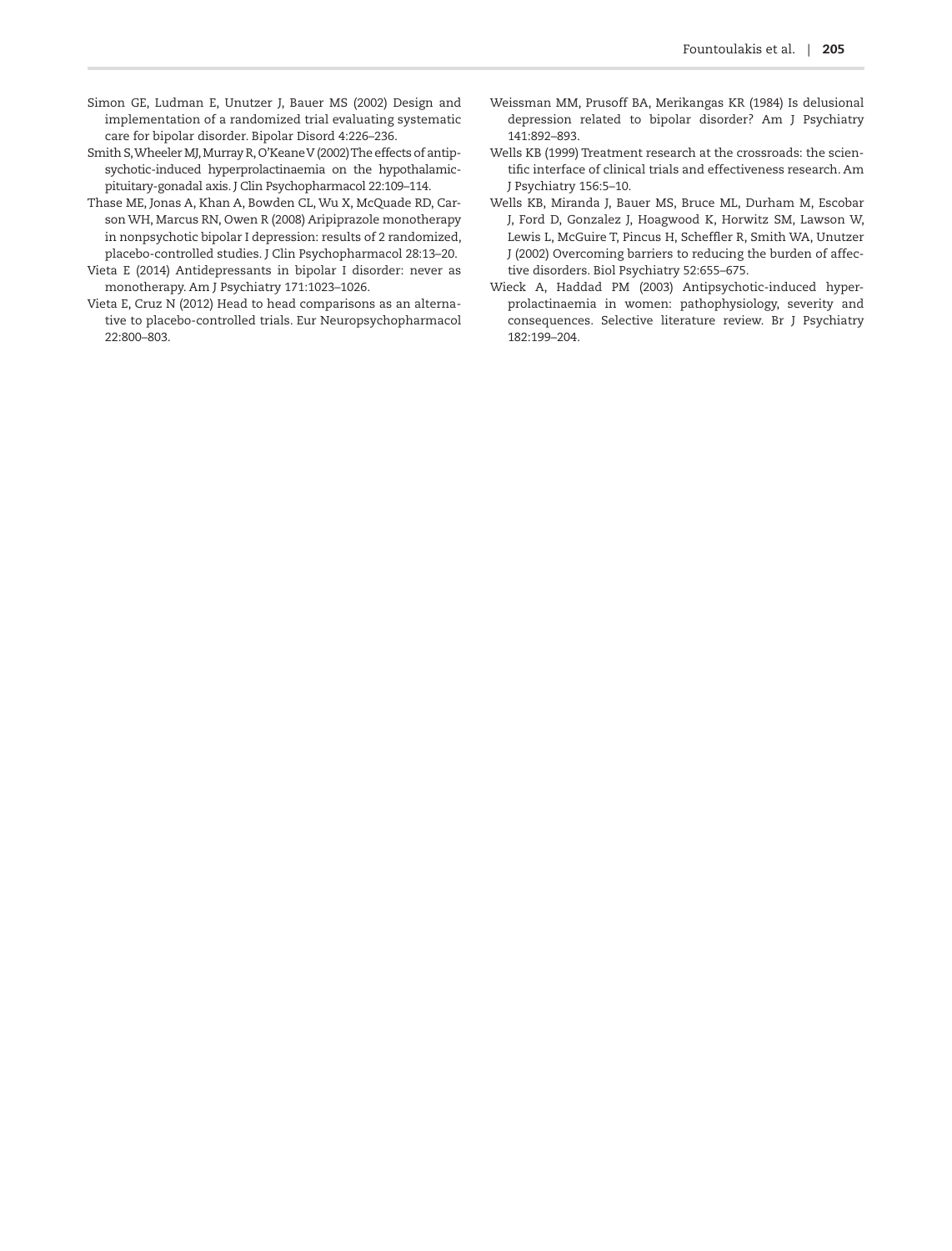Simon GE, Ludman E, Unutzer J, Bauer MS (2002) Design and implementation of a randomized trial evaluating systematic care for bipolar disorder. Bipolar Disord 4:226–236.

Smith S, Wheeler MJ, Murray R, O'Keane V (2002) The effects of antipsychotic-induced hyperprolactinaemia on the hypothalamic-pituitary-gonadal axis. J Clin Psychopharmacol 22:109–114.

Thase ME, Jonas A, Khan A, Bowden CL, Wu X, McQuade RD, Carson WH, Marcus RN, Owen R (2008) Aripiprazole monotherapy in nonpsychotic bipolar I depression: results of 2 randomized, placebo-controlled studies. J Clin Psychopharmacol 28:13–20.

Vieta E (2014) Antidepressants in bipolar I disorder: never as monotherapy. Am J Psychiatry 171:1023–1026.

Vieta E, Cruz N (2012) Head to head comparisons as an alternative to placebo-controlled trials. Eur Neuropsychopharmacol 22:800–803.

Weissman MM, Prusoff BA, Merikangas KR (1984) Is delusional depression related to bipolar disorder? Am J Psychiatry 141:892–893.

Wells KB (1999) Treatment research at the crossroads: the scientific interface of clinical trials and effectiveness research. Am J Psychiatry 156:5–10.

Wells KB, Miranda J, Bauer MS, Bruce ML, Durham M, Escobar J, Ford D, Gonzalez J, Hoagwood K, Horwitz SM, Lawson W, Lewis L, McGuire T, Pincus H, Scheffler R, Smith WA, Unutzer J (2002) Overcoming barriers to reducing the burden of affective disorders. Biol Psychiatry 52:655–675.

Wieck A, Haddad PM (2003) Antipsychotic-induced hyperprolactinaemia in women: pathophysiology, severity and consequences. Selective literature review. Br J Psychiatry 182:199–204.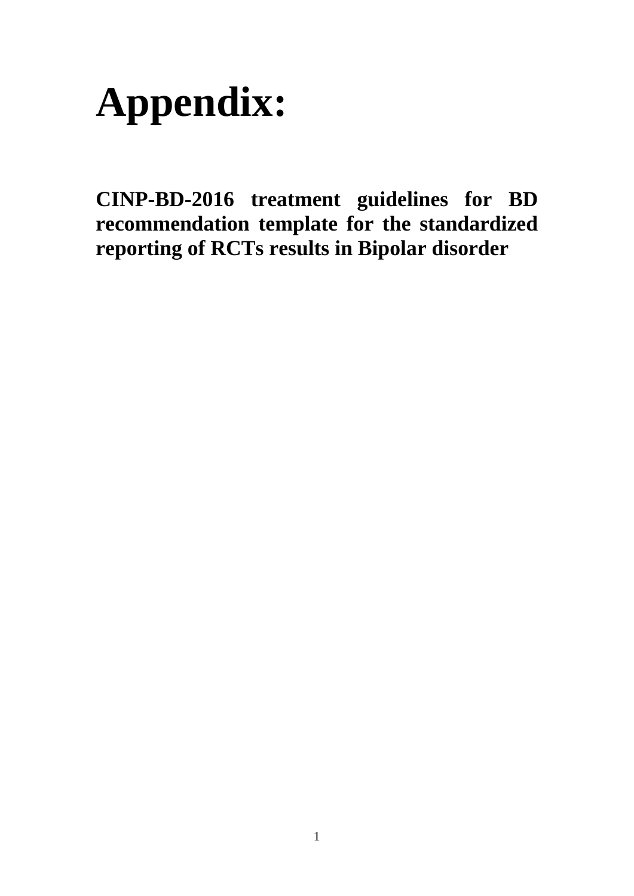# Appendix:

**CINP-BD-2016 treatment guidelines for BD recommendation template for the standardized reporting of RCTs results in Bipolar disorder**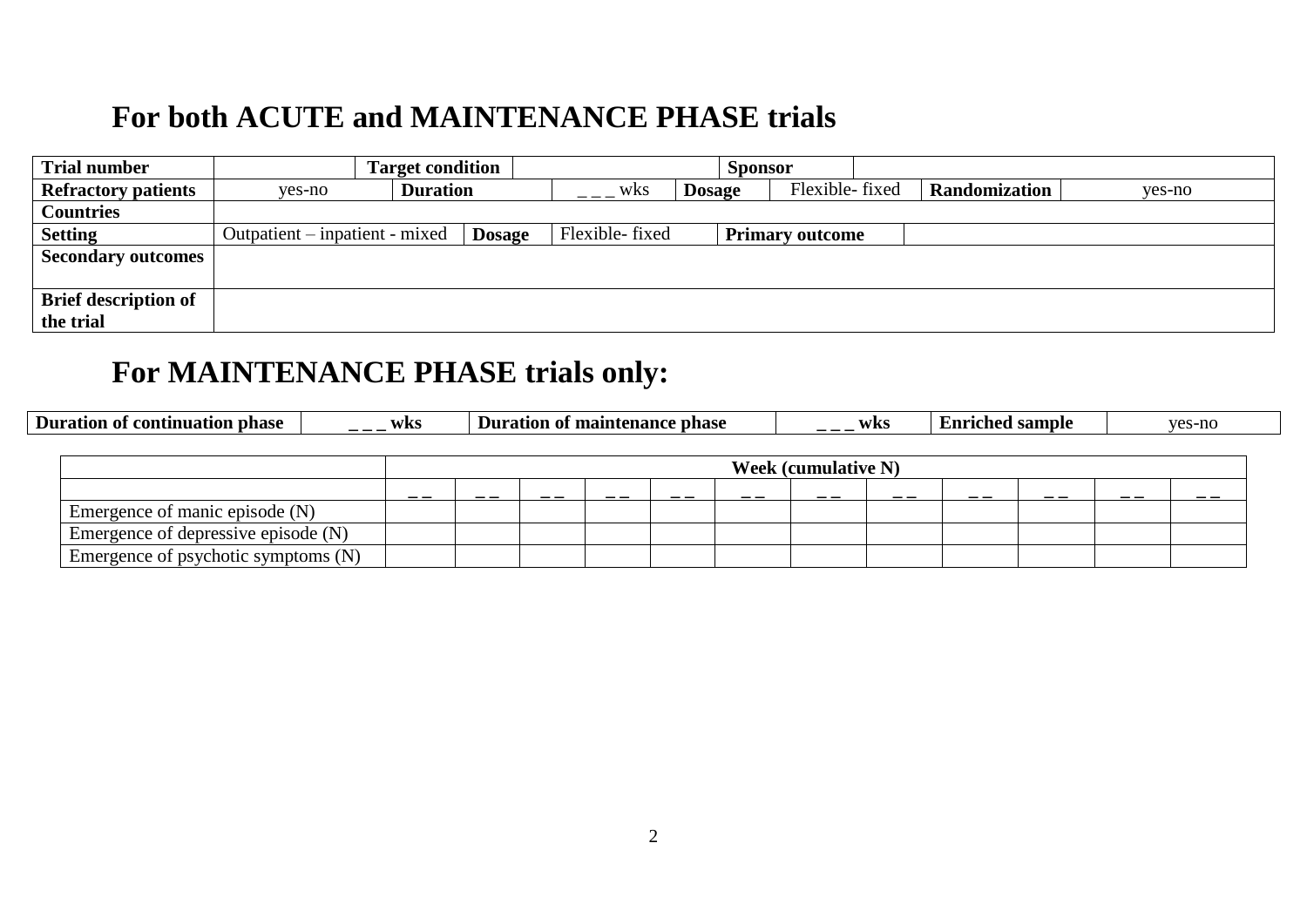## For both ACUTE and MAINTENANCE PHASE trials

| **Trial number** | | **Target condition** | | **Sponsor** | | | |
|---|---|---|---|---|---|---|---|
| **Refractory patients** | yes-no | **Duration** | _ _ _ wks | **Dosage** | Flexible- fixed | **Randomization** | yes-no |
| **Countries** | | | | | | | |
| **Setting** | Outpatient – inpatient - mixed | **Dosage** | Flexible- fixed | **Primary outcome** | | | |
| **Secondary outcomes** | | | | | | | |
| **Brief description of the trial** | | | | | | | |

## For MAINTENANCE PHASE trials only:

| **Duration of continuation phase** | **_ _ _ wks** | **Duration of maintenance phase** | **_ _ _ wks** | **Enriched sample** | yes-no |
|---|---|---|---|---|---|

| | **Week (cumulative N)** | | | | | | | | | | | |
|---|---|---|---|---|---|---|---|---|---|---|---|---|
| | _ _ | _ _ | _ _ | _ _ | _ _ | _ _ | _ _ | _ _ | _ _ | _ _ | _ _ | _ _ |
| Emergence of manic episode (N) | | | | | | | | | | | | |
| Emergence of depressive episode (N) | | | | | | | | | | | | |
| Emergence of psychotic symptoms (N) | | | | | | | | | | | | |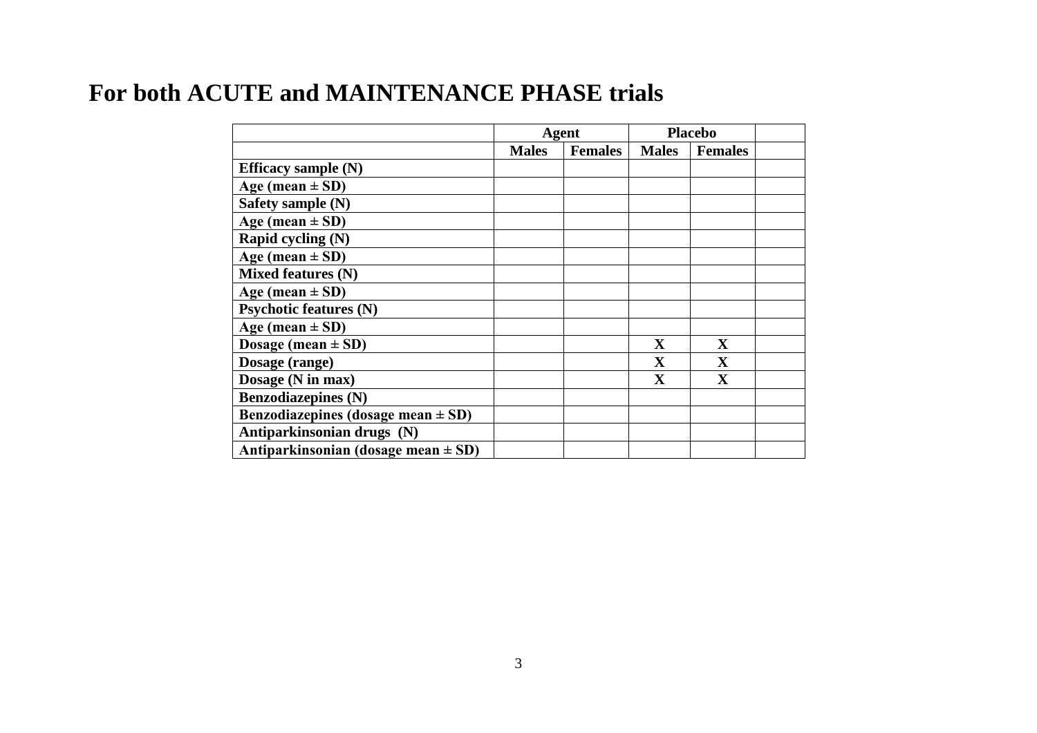# For both ACUTE and MAINTENANCE PHASE trials

| | Agent | | Placebo | | |
|---|---|---|---|---|---|
| | **Males** | **Females** | **Males** | **Females** | |
| **Efficacy sample (N)** | | | | | |
| **Age (mean ± SD)** | | | | | |
| **Safety sample (N)** | | | | | |
| **Age (mean ± SD)** | | | | | |
| **Rapid cycling (N)** | | | | | |
| **Age (mean ± SD)** | | | | | |
| **Mixed features (N)** | | | | | |
| **Age (mean ± SD)** | | | | | |
| **Psychotic features (N)** | | | | | |
| **Age (mean ± SD)** | | | | | |
| **Dosage (mean ± SD)** | | | **X** | **X** | |
| **Dosage (range)** | | | **X** | **X** | |
| **Dosage (N in max)** | | | **X** | **X** | |
| **Benzodiazepines (N)** | | | | | |
| **Benzodiazepines (dosage mean ± SD)** | | | | | |
| **Antiparkinsonian drugs (N)** | | | | | |
| **Antiparkinsonian (dosage mean ± SD)** | | | | | |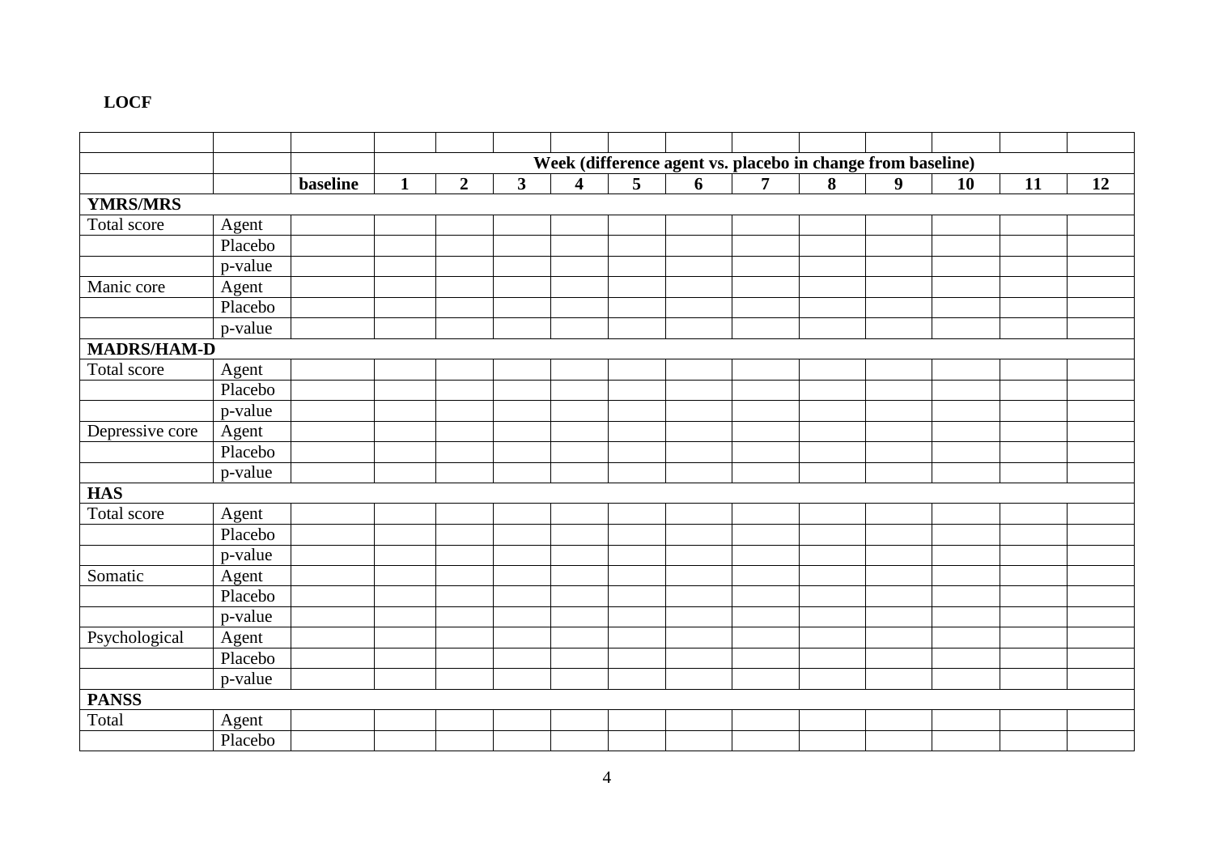**LOCF**

| | | | | | | | | | | | | | | |
|---|---|---|---|---|---|---|---|---|---|---|---|---|---|---|
| | | | **Week (difference agent vs. placebo in change from baseline)** | | | | | | | | | | | |
| | | **baseline** | **1** | **2** | **3** | **4** | **5** | **6** | **7** | **8** | **9** | **10** | **11** | **12** |
| **YMRS/MRS** | | | | | | | | | | | | | | |
| Total score | Agent | | | | | | | | | | | | | |
| | Placebo | | | | | | | | | | | | | |
| | p-value | | | | | | | | | | | | | |
| Manic core | Agent | | | | | | | | | | | | | |
| | Placebo | | | | | | | | | | | | | |
| | p-value | | | | | | | | | | | | | |
| **MADRS/HAM-D** | | | | | | | | | | | | | | |
| Total score | Agent | | | | | | | | | | | | | |
| | Placebo | | | | | | | | | | | | | |
| | p-value | | | | | | | | | | | | | |
| Depressive core | Agent | | | | | | | | | | | | | |
| | Placebo | | | | | | | | | | | | | |
| | p-value | | | | | | | | | | | | | |
| **HAS** | | | | | | | | | | | | | | |
| Total score | Agent | | | | | | | | | | | | | |
| | Placebo | | | | | | | | | | | | | |
| | p-value | | | | | | | | | | | | | |
| Somatic | Agent | | | | | | | | | | | | | |
| | Placebo | | | | | | | | | | | | | |
| | p-value | | | | | | | | | | | | | |
| Psychological | Agent | | | | | | | | | | | | | |
| | Placebo | | | | | | | | | | | | | |
| | p-value | | | | | | | | | | | | | |
| **PANSS** | | | | | | | | | | | | | | |
| Total | Agent | | | | | | | | | | | | | |
| | Placebo | | | | | | | | | | | | | |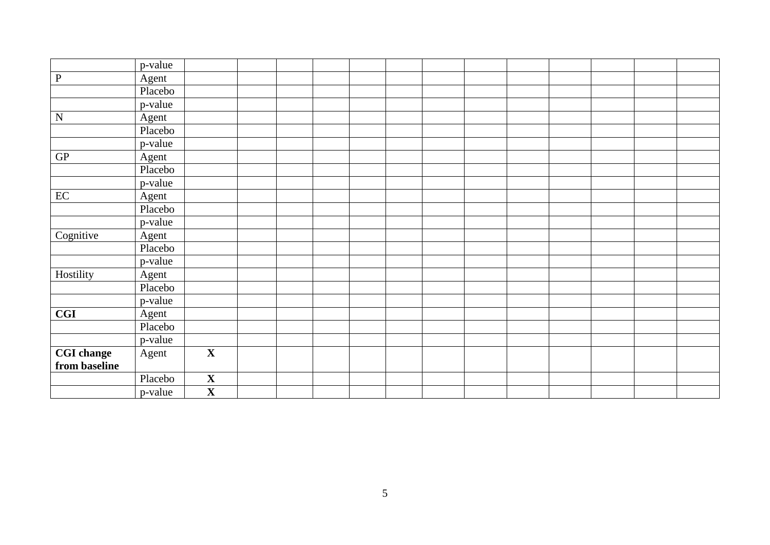| | p-value | | | | | | | | | | | | | |
|---|---|---|---|---|---|---|---|---|---|---|---|---|---|---|
| P | Agent | | | | | | | | | | | | | |
| | Placebo | | | | | | | | | | | | | |
| | p-value | | | | | | | | | | | | | |
| N | Agent | | | | | | | | | | | | | |
| | Placebo | | | | | | | | | | | | | |
| | p-value | | | | | | | | | | | | | |
| GP | Agent | | | | | | | | | | | | | |
| | Placebo | | | | | | | | | | | | | |
| | p-value | | | | | | | | | | | | | |
| EC | Agent | | | | | | | | | | | | | |
| | Placebo | | | | | | | | | | | | | |
| | p-value | | | | | | | | | | | | | |
| Cognitive | Agent | | | | | | | | | | | | | |
| | Placebo | | | | | | | | | | | | | |
| | p-value | | | | | | | | | | | | | |
| Hostility | Agent | | | | | | | | | | | | | |
| | Placebo | | | | | | | | | | | | | |
| | p-value | | | | | | | | | | | | | |
| **CGI** | Agent | | | | | | | | | | | | | |
| | Placebo | | | | | | | | | | | | | |
| | p-value | | | | | | | | | | | | | |
| **CGI change from baseline** | Agent | **X** | | | | | | | | | | | | |
| | Placebo | **X** | | | | | | | | | | | | |
| | p-value | **X** | | | | | | | | | | | | |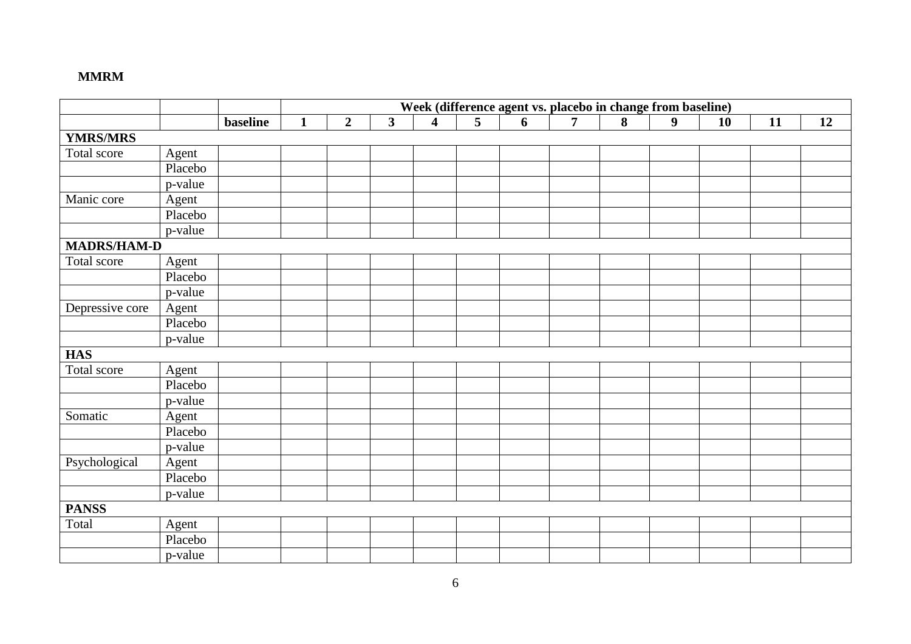**MMRM**

| | | | Week (difference agent vs. placebo in change from baseline) | | | | | | | | | | | |
|---|---|---|---|---|---|---|---|---|---|---|---|---|---|---|
| | | **baseline** | **1** | **2** | **3** | **4** | **5** | **6** | **7** | **8** | **9** | **10** | **11** | **12** |
| **YMRS/MRS** | | | | | | | | | | | | | | |
| Total score | Agent | | | | | | | | | | | | | |
| | Placebo | | | | | | | | | | | | | |
| | p-value | | | | | | | | | | | | | |
| Manic core | Agent | | | | | | | | | | | | | |
| | Placebo | | | | | | | | | | | | | |
| | p-value | | | | | | | | | | | | | |
| **MADRS/HAM-D** | | | | | | | | | | | | | | |
| Total score | Agent | | | | | | | | | | | | | |
| | Placebo | | | | | | | | | | | | | |
| | p-value | | | | | | | | | | | | | |
| Depressive core | Agent | | | | | | | | | | | | | |
| | Placebo | | | | | | | | | | | | | |
| | p-value | | | | | | | | | | | | | |
| **HAS** | | | | | | | | | | | | | | |
| Total score | Agent | | | | | | | | | | | | | |
| | Placebo | | | | | | | | | | | | | |
| | p-value | | | | | | | | | | | | | |
| Somatic | Agent | | | | | | | | | | | | | |
| | Placebo | | | | | | | | | | | | | |
| | p-value | | | | | | | | | | | | | |
| Psychological | Agent | | | | | | | | | | | | | |
| | Placebo | | | | | | | | | | | | | |
| | p-value | | | | | | | | | | | | | |
| **PANSS** | | | | | | | | | | | | | | |
| Total | Agent | | | | | | | | | | | | | |
| | Placebo | | | | | | | | | | | | | |
| | p-value | | | | | | | | | | | | | |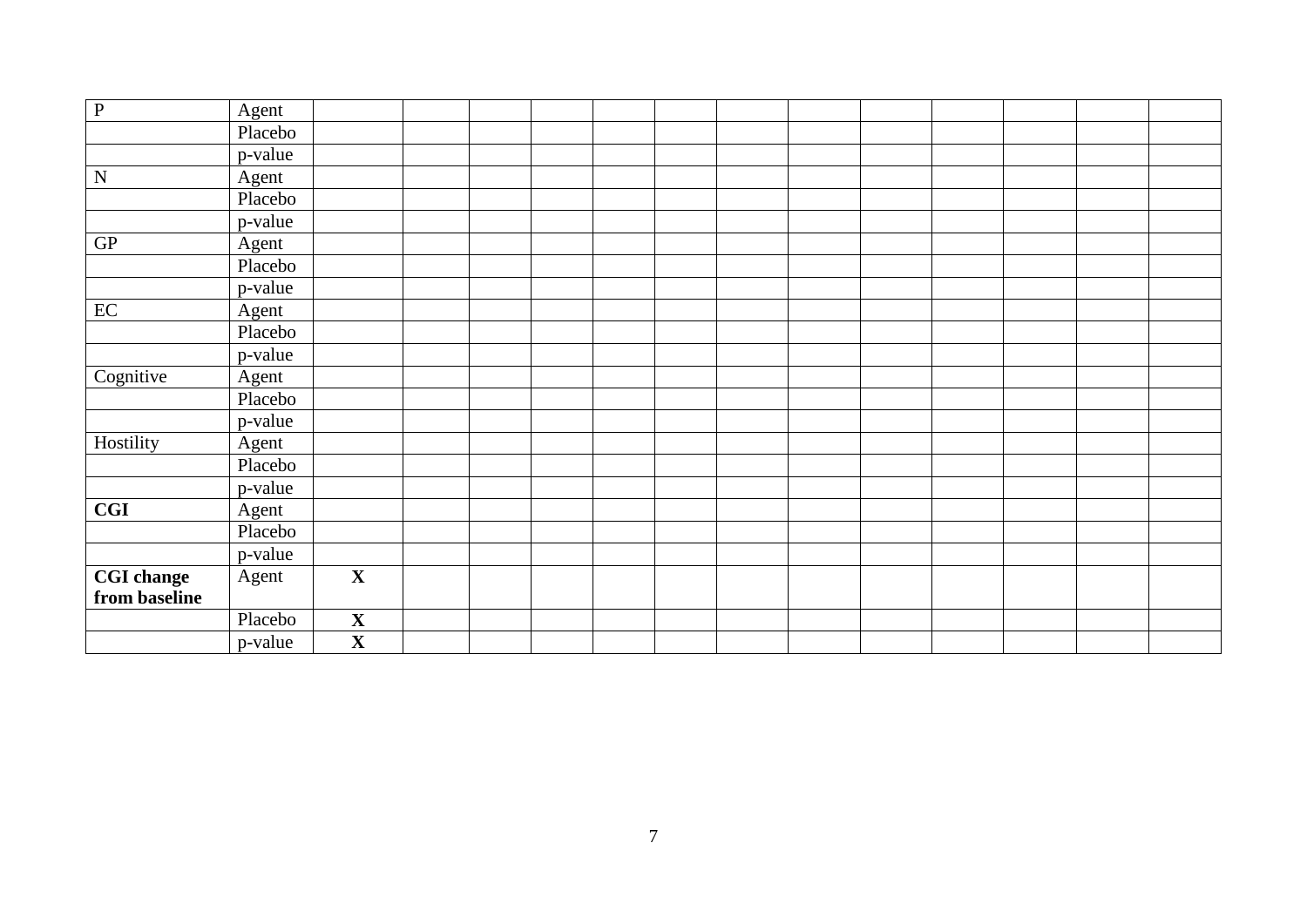| P | Agent | | | | | | | | | | | | | |
|---|---|---|---|---|---|---|---|---|---|---|---|---|---|---|
| | Placebo | | | | | | | | | | | | | |
| | p-value | | | | | | | | | | | | | |
| N | Agent | | | | | | | | | | | | | |
| | Placebo | | | | | | | | | | | | | |
| | p-value | | | | | | | | | | | | | |
| GP | Agent | | | | | | | | | | | | | |
| | Placebo | | | | | | | | | | | | | |
| | p-value | | | | | | | | | | | | | |
| EC | Agent | | | | | | | | | | | | | |
| | Placebo | | | | | | | | | | | | | |
| | p-value | | | | | | | | | | | | | |
| Cognitive | Agent | | | | | | | | | | | | | |
| | Placebo | | | | | | | | | | | | | |
| | p-value | | | | | | | | | | | | | |
| Hostility | Agent | | | | | | | | | | | | | |
| | Placebo | | | | | | | | | | | | | |
| | p-value | | | | | | | | | | | | | |
| **CGI** | Agent | | | | | | | | | | | | | |
| | Placebo | | | | | | | | | | | | | |
| | p-value | | | | | | | | | | | | | |
| **CGI change from baseline** | Agent | **X** | | | | | | | | | | | | |
| | Placebo | **X** | | | | | | | | | | | | |
| | p-value | **X** | | | | | | | | | | | | |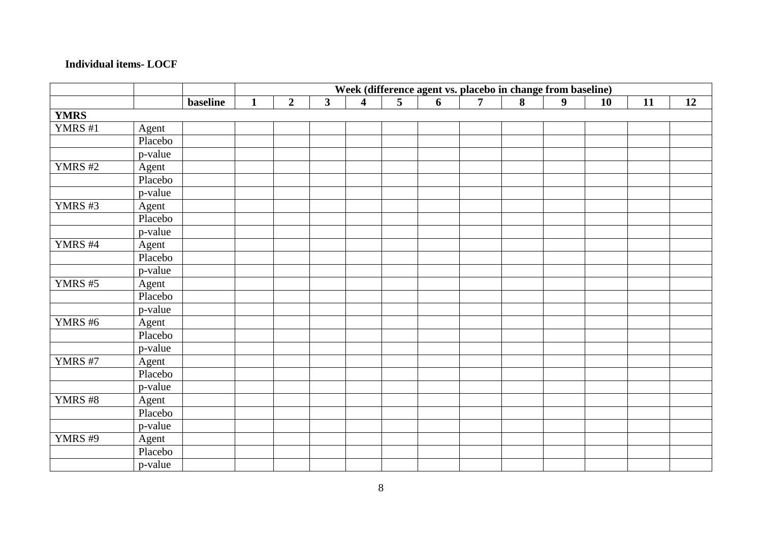**Individual items- LOCF**

| | | | Week (difference agent vs. placebo in change from baseline) | | | | | | | | | | | |
|---|---|---|---|---|---|---|---|---|---|---|---|---|---|---|
| | | **baseline** | **1** | **2** | **3** | **4** | **5** | **6** | **7** | **8** | **9** | **10** | **11** | **12** |
| **YMRS** | | | | | | | | | | | | | | |
| YMRS #1 | Agent | | | | | | | | | | | | | |
| | Placebo | | | | | | | | | | | | | |
| | p-value | | | | | | | | | | | | | |
| YMRS #2 | Agent | | | | | | | | | | | | | |
| | Placebo | | | | | | | | | | | | | |
| | p-value | | | | | | | | | | | | | |
| YMRS #3 | Agent | | | | | | | | | | | | | |
| | Placebo | | | | | | | | | | | | | |
| | p-value | | | | | | | | | | | | | |
| YMRS #4 | Agent | | | | | | | | | | | | | |
| | Placebo | | | | | | | | | | | | | |
| | p-value | | | | | | | | | | | | | |
| YMRS #5 | Agent | | | | | | | | | | | | | |
| | Placebo | | | | | | | | | | | | | |
| | p-value | | | | | | | | | | | | | |
| YMRS #6 | Agent | | | | | | | | | | | | | |
| | Placebo | | | | | | | | | | | | | |
| | p-value | | | | | | | | | | | | | |
| YMRS #7 | Agent | | | | | | | | | | | | | |
| | Placebo | | | | | | | | | | | | | |
| | p-value | | | | | | | | | | | | | |
| YMRS #8 | Agent | | | | | | | | | | | | | |
| | Placebo | | | | | | | | | | | | | |
| | p-value | | | | | | | | | | | | | |
| YMRS #9 | Agent | | | | | | | | | | | | | |
| | Placebo | | | | | | | | | | | | | |
| | p-value | | | | | | | | | | | | | |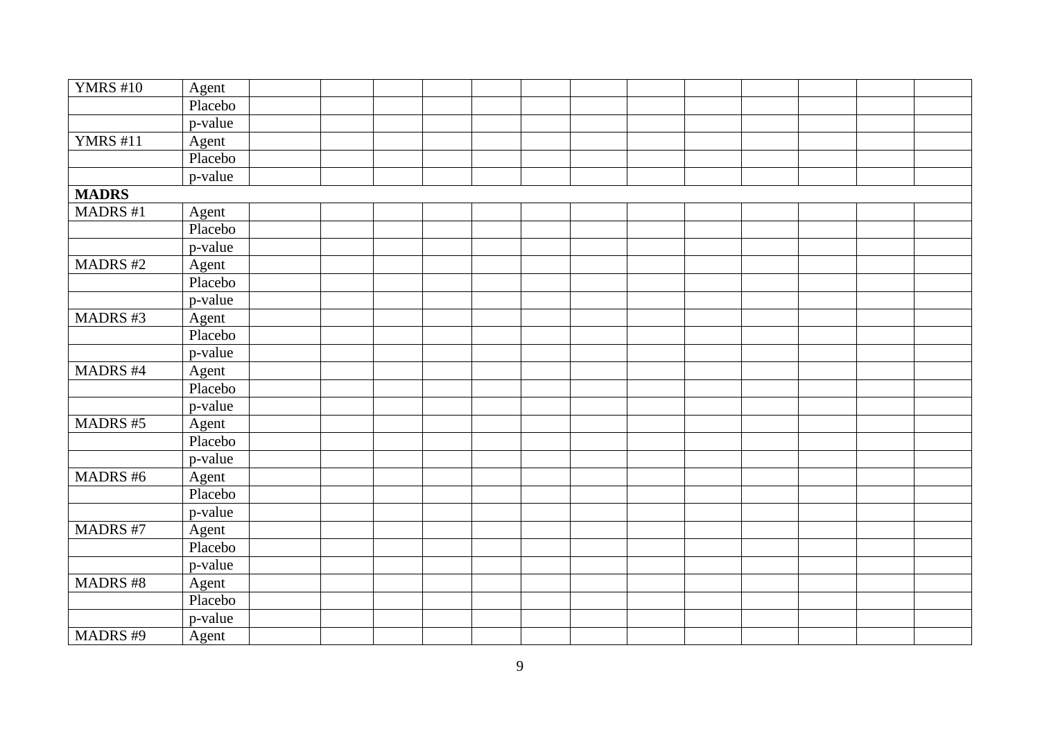| YMRS #10 | Agent | | | | | | | | | | | | | |
|---|---|---|---|---|---|---|---|---|---|---|---|---|---|---|
| | Placebo | | | | | | | | | | | | | |
| | p-value | | | | | | | | | | | | | |
| YMRS #11 | Agent | | | | | | | | | | | | | |
| | Placebo | | | | | | | | | | | | | |
| | p-value | | | | | | | | | | | | | |
| **MADRS** | | | | | | | | | | | | | | |
| MADRS #1 | Agent | | | | | | | | | | | | | |
| | Placebo | | | | | | | | | | | | | |
| | p-value | | | | | | | | | | | | | |
| MADRS #2 | Agent | | | | | | | | | | | | | |
| | Placebo | | | | | | | | | | | | | |
| | p-value | | | | | | | | | | | | | |
| MADRS #3 | Agent | | | | | | | | | | | | | |
| | Placebo | | | | | | | | | | | | | |
| | p-value | | | | | | | | | | | | | |
| MADRS #4 | Agent | | | | | | | | | | | | | |
| | Placebo | | | | | | | | | | | | | |
| | p-value | | | | | | | | | | | | | |
| MADRS #5 | Agent | | | | | | | | | | | | | |
| | Placebo | | | | | | | | | | | | | |
| | p-value | | | | | | | | | | | | | |
| MADRS #6 | Agent | | | | | | | | | | | | | |
| | Placebo | | | | | | | | | | | | | |
| | p-value | | | | | | | | | | | | | |
| MADRS #7 | Agent | | | | | | | | | | | | | |
| | Placebo | | | | | | | | | | | | | |
| | p-value | | | | | | | | | | | | | |
| MADRS #8 | Agent | | | | | | | | | | | | | |
| | Placebo | | | | | | | | | | | | | |
| | p-value | | | | | | | | | | | | | |
| MADRS #9 | Agent | | | | | | | | | | | | | |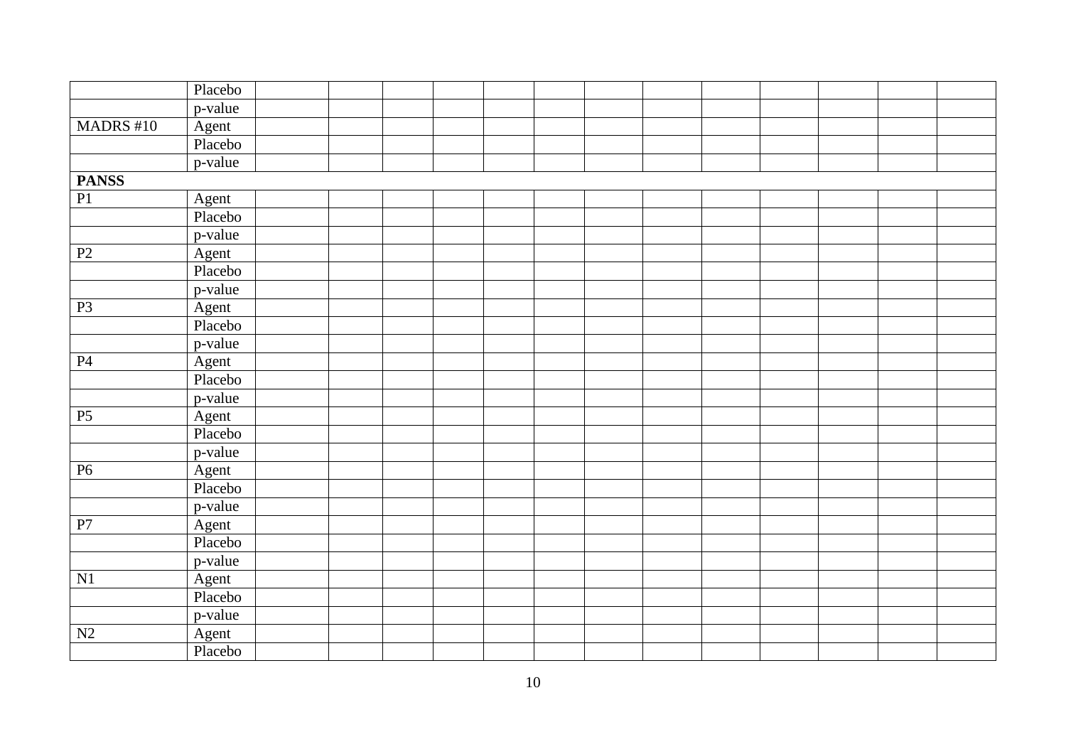| | | | | | | | | | | | | | |
|---|---|---|---|---|---|---|---|---|---|---|---|---|---|
| | Placebo | | | | | | | | | | | | |
| | p-value | | | | | | | | | | | | |
| MADRS #10 | Agent | | | | | | | | | | | | |
| | Placebo | | | | | | | | | | | | |
| | p-value | | | | | | | | | | | | |
| **PANSS** | | | | | | | | | | | | | |
| P1 | Agent | | | | | | | | | | | | |
| | Placebo | | | | | | | | | | | | |
| | p-value | | | | | | | | | | | | |
| P2 | Agent | | | | | | | | | | | | |
| | Placebo | | | | | | | | | | | | |
| | p-value | | | | | | | | | | | | |
| P3 | Agent | | | | | | | | | | | | |
| | Placebo | | | | | | | | | | | | |
| | p-value | | | | | | | | | | | | |
| P4 | Agent | | | | | | | | | | | | |
| | Placebo | | | | | | | | | | | | |
| | p-value | | | | | | | | | | | | |
| P5 | Agent | | | | | | | | | | | | |
| | Placebo | | | | | | | | | | | | |
| | p-value | | | | | | | | | | | | |
| P6 | Agent | | | | | | | | | | | | |
| | Placebo | | | | | | | | | | | | |
| | p-value | | | | | | | | | | | | |
| P7 | Agent | | | | | | | | | | | | |
| | Placebo | | | | | | | | | | | | |
| | p-value | | | | | | | | | | | | |
| N1 | Agent | | | | | | | | | | | | |
| | Placebo | | | | | | | | | | | | |
| | p-value | | | | | | | | | | | | |
| N2 | Agent | | | | | | | | | | | | |
| | Placebo | | | | | | | | | | | | |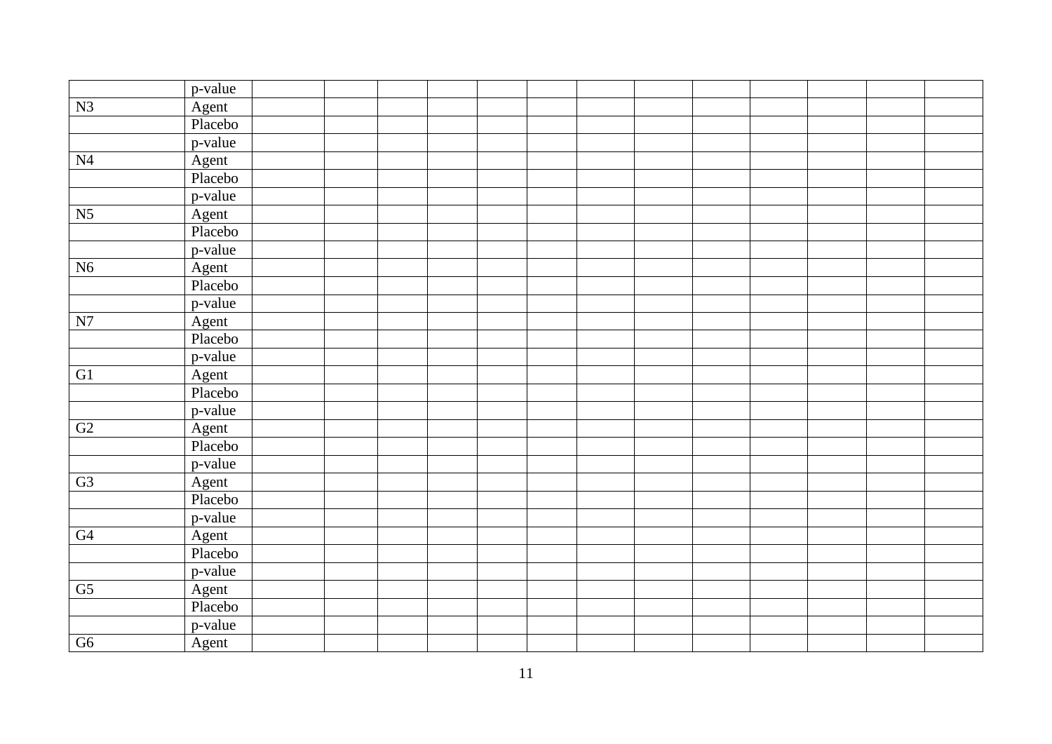| | | | | | | | | | | | | | | |
|---|---|---|---|---|---|---|---|---|---|---|---|---|---|---|
| | p-value | | | | | | | | | | | | | |
| N3 | Agent | | | | | | | | | | | | | |
| | Placebo | | | | | | | | | | | | | |
| | p-value | | | | | | | | | | | | | |
| N4 | Agent | | | | | | | | | | | | | |
| | Placebo | | | | | | | | | | | | | |
| | p-value | | | | | | | | | | | | | |
| N5 | Agent | | | | | | | | | | | | | |
| | Placebo | | | | | | | | | | | | | |
| | p-value | | | | | | | | | | | | | |
| N6 | Agent | | | | | | | | | | | | | |
| | Placebo | | | | | | | | | | | | | |
| | p-value | | | | | | | | | | | | | |
| N7 | Agent | | | | | | | | | | | | | |
| | Placebo | | | | | | | | | | | | | |
| | p-value | | | | | | | | | | | | | |
| G1 | Agent | | | | | | | | | | | | | |
| | Placebo | | | | | | | | | | | | | |
| | p-value | | | | | | | | | | | | | |
| G2 | Agent | | | | | | | | | | | | | |
| | Placebo | | | | | | | | | | | | | |
| | p-value | | | | | | | | | | | | | |
| G3 | Agent | | | | | | | | | | | | | |
| | Placebo | | | | | | | | | | | | | |
| | p-value | | | | | | | | | | | | | |
| G4 | Agent | | | | | | | | | | | | | |
| | Placebo | | | | | | | | | | | | | |
| | p-value | | | | | | | | | | | | | |
| G5 | Agent | | | | | | | | | | | | | |
| | Placebo | | | | | | | | | | | | | |
| | p-value | | | | | | | | | | | | | |
| G6 | Agent | | | | | | | | | | | | | |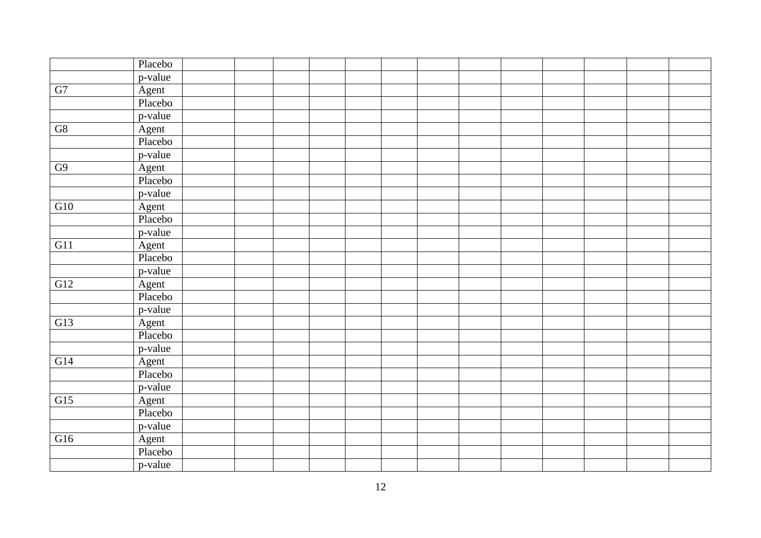| | | | | | | | | | | | | | | |
|---|---|---|---|---|---|---|---|---|---|---|---|---|---|---|
| | Placebo | | | | | | | | | | | | | |
| | p-value | | | | | | | | | | | | | |
| G7 | Agent | | | | | | | | | | | | | |
| | Placebo | | | | | | | | | | | | | |
| | p-value | | | | | | | | | | | | | |
| G8 | Agent | | | | | | | | | | | | | |
| | Placebo | | | | | | | | | | | | | |
| | p-value | | | | | | | | | | | | | |
| G9 | Agent | | | | | | | | | | | | | |
| | Placebo | | | | | | | | | | | | | |
| | p-value | | | | | | | | | | | | | |
| G10 | Agent | | | | | | | | | | | | | |
| | Placebo | | | | | | | | | | | | | |
| | p-value | | | | | | | | | | | | | |
| G11 | Agent | | | | | | | | | | | | | |
| | Placebo | | | | | | | | | | | | | |
| | p-value | | | | | | | | | | | | | |
| G12 | Agent | | | | | | | | | | | | | |
| | Placebo | | | | | | | | | | | | | |
| | p-value | | | | | | | | | | | | | |
| G13 | Agent | | | | | | | | | | | | | |
| | Placebo | | | | | | | | | | | | | |
| | p-value | | | | | | | | | | | | | |
| G14 | Agent | | | | | | | | | | | | | |
| | Placebo | | | | | | | | | | | | | |
| | p-value | | | | | | | | | | | | | |
| G15 | Agent | | | | | | | | | | | | | |
| | Placebo | | | | | | | | | | | | | |
| | p-value | | | | | | | | | | | | | |
| G16 | Agent | | | | | | | | | | | | | |
| | Placebo | | | | | | | | | | | | | |
| | p-value | | | | | | | | | | | | | |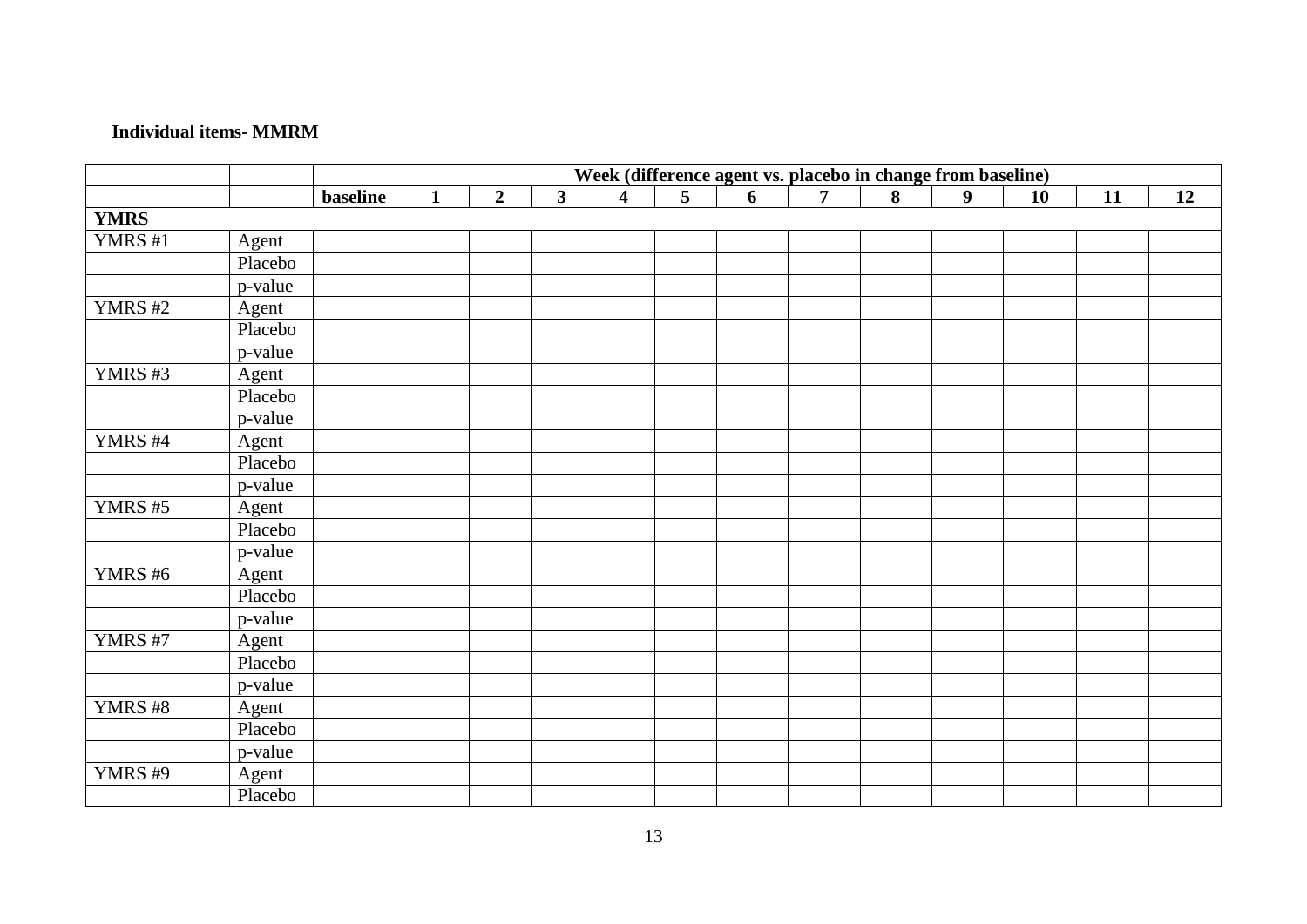**Individual items- MMRM**

| | | | Week (difference agent vs. placebo in change from baseline) | | | | | | | | | | | |
|---|---|---|---|---|---|---|---|---|---|---|---|---|---|---|
| | | **baseline** | **1** | **2** | **3** | **4** | **5** | **6** | **7** | **8** | **9** | **10** | **11** | **12** |
| **YMRS** | | | | | | | | | | | | | | |
| YMRS #1 | Agent | | | | | | | | | | | | | |
| | Placebo | | | | | | | | | | | | | |
| | p-value | | | | | | | | | | | | | |
| YMRS #2 | Agent | | | | | | | | | | | | | |
| | Placebo | | | | | | | | | | | | | |
| | p-value | | | | | | | | | | | | | |
| YMRS #3 | Agent | | | | | | | | | | | | | |
| | Placebo | | | | | | | | | | | | | |
| | p-value | | | | | | | | | | | | | |
| YMRS #4 | Agent | | | | | | | | | | | | | |
| | Placebo | | | | | | | | | | | | | |
| | p-value | | | | | | | | | | | | | |
| YMRS #5 | Agent | | | | | | | | | | | | | |
| | Placebo | | | | | | | | | | | | | |
| | p-value | | | | | | | | | | | | | |
| YMRS #6 | Agent | | | | | | | | | | | | | |
| | Placebo | | | | | | | | | | | | | |
| | p-value | | | | | | | | | | | | | |
| YMRS #7 | Agent | | | | | | | | | | | | | |
| | Placebo | | | | | | | | | | | | | |
| | p-value | | | | | | | | | | | | | |
| YMRS #8 | Agent | | | | | | | | | | | | | |
| | Placebo | | | | | | | | | | | | | |
| | p-value | | | | | | | | | | | | | |
| YMRS #9 | Agent | | | | | | | | | | | | | |
| | Placebo | | | | | | | | | | | | | |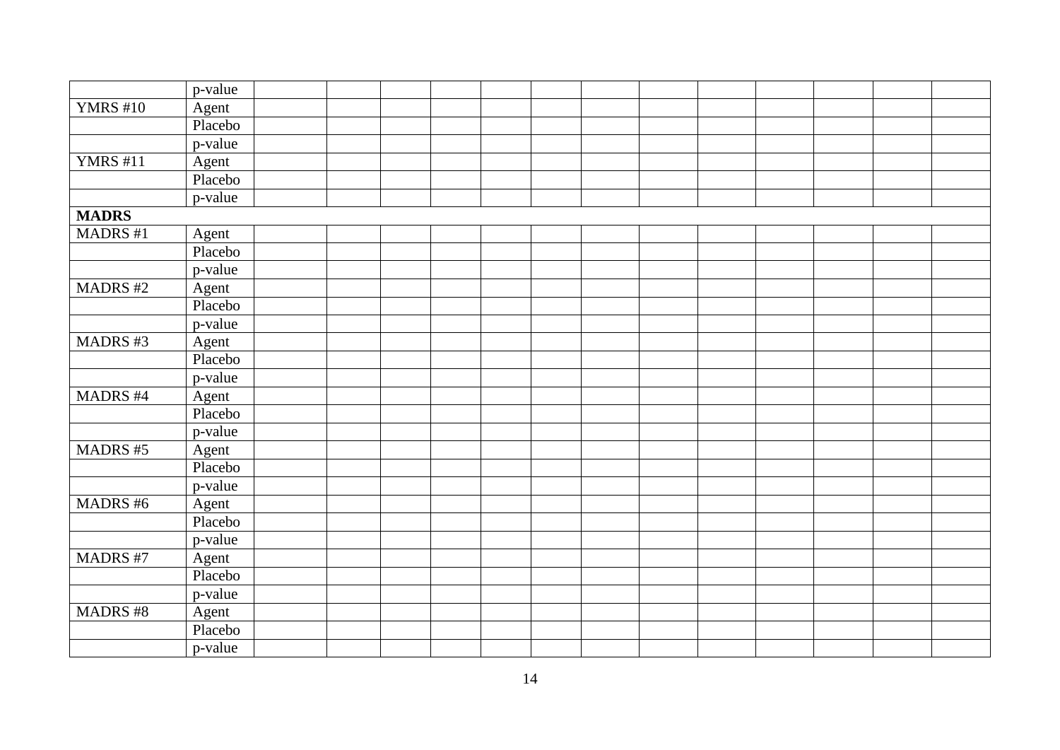| | | | | | | | | | | | | | |
|---|---|---|---|---|---|---|---|---|---|---|---|---|---|
| | p-value | | | | | | | | | | | | |
| YMRS #10 | Agent | | | | | | | | | | | | |
| | Placebo | | | | | | | | | | | | |
| | p-value | | | | | | | | | | | | |
| YMRS #11 | Agent | | | | | | | | | | | | |
| | Placebo | | | | | | | | | | | | |
| | p-value | | | | | | | | | | | | |
| **MADRS** | | | | | | | | | | | | | |
| MADRS #1 | Agent | | | | | | | | | | | | |
| | Placebo | | | | | | | | | | | | |
| | p-value | | | | | | | | | | | | |
| MADRS #2 | Agent | | | | | | | | | | | | |
| | Placebo | | | | | | | | | | | | |
| | p-value | | | | | | | | | | | | |
| MADRS #3 | Agent | | | | | | | | | | | | |
| | Placebo | | | | | | | | | | | | |
| | p-value | | | | | | | | | | | | |
| MADRS #4 | Agent | | | | | | | | | | | | |
| | Placebo | | | | | | | | | | | | |
| | p-value | | | | | | | | | | | | |
| MADRS #5 | Agent | | | | | | | | | | | | |
| | Placebo | | | | | | | | | | | | |
| | p-value | | | | | | | | | | | | |
| MADRS #6 | Agent | | | | | | | | | | | | |
| | Placebo | | | | | | | | | | | | |
| | p-value | | | | | | | | | | | | |
| MADRS #7 | Agent | | | | | | | | | | | | |
| | Placebo | | | | | | | | | | | | |
| | p-value | | | | | | | | | | | | |
| MADRS #8 | Agent | | | | | | | | | | | | |
| | Placebo | | | | | | | | | | | | |
| | p-value | | | | | | | | | | | | |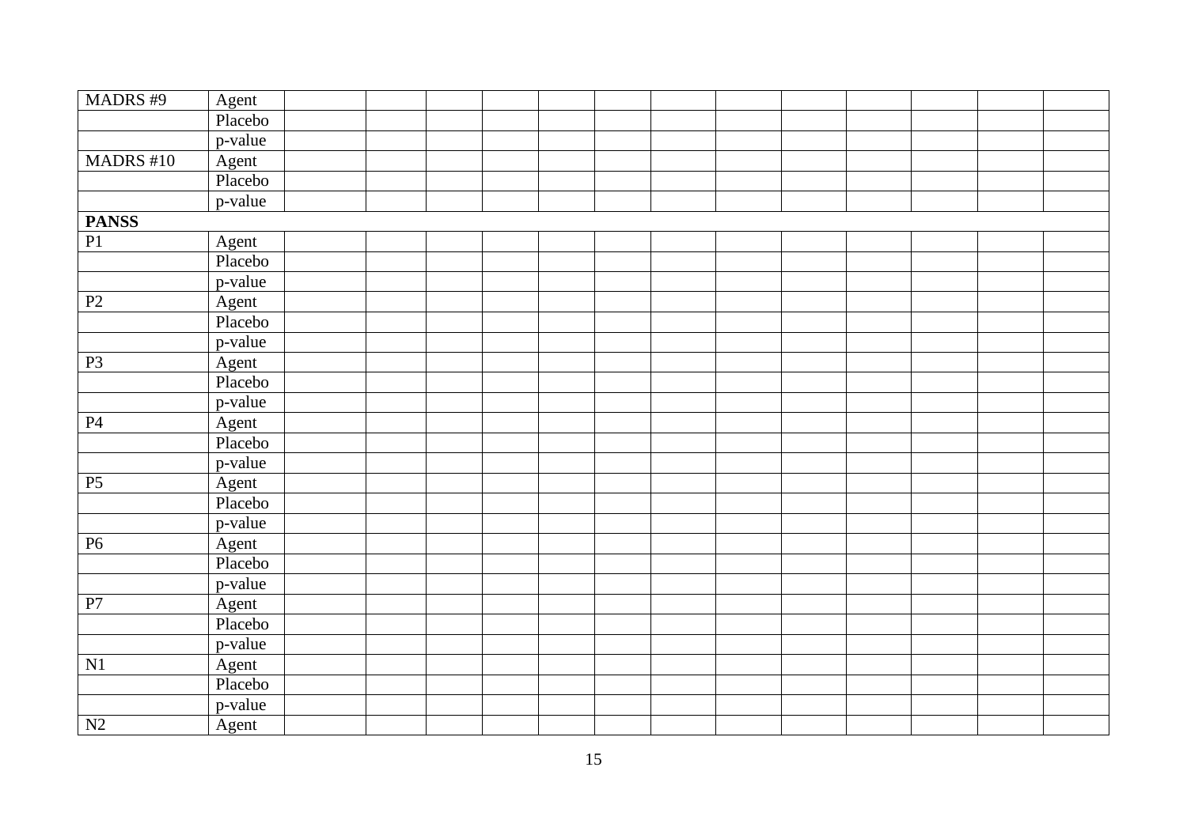| MADRS #9 | Agent | | | | | | | | | | | | | |
|---|---|---|---|---|---|---|---|---|---|---|---|---|---|---|
| | Placebo | | | | | | | | | | | | | |
| | p-value | | | | | | | | | | | | | |
| MADRS #10 | Agent | | | | | | | | | | | | | |
| | Placebo | | | | | | | | | | | | | |
| | p-value | | | | | | | | | | | | | |
| **PANSS** | | | | | | | | | | | | | | |
| P1 | Agent | | | | | | | | | | | | | |
| | Placebo | | | | | | | | | | | | | |
| | p-value | | | | | | | | | | | | | |
| P2 | Agent | | | | | | | | | | | | | |
| | Placebo | | | | | | | | | | | | | |
| | p-value | | | | | | | | | | | | | |
| P3 | Agent | | | | | | | | | | | | | |
| | Placebo | | | | | | | | | | | | | |
| | p-value | | | | | | | | | | | | | |
| P4 | Agent | | | | | | | | | | | | | |
| | Placebo | | | | | | | | | | | | | |
| | p-value | | | | | | | | | | | | | |
| P5 | Agent | | | | | | | | | | | | | |
| | Placebo | | | | | | | | | | | | | |
| | p-value | | | | | | | | | | | | | |
| P6 | Agent | | | | | | | | | | | | | |
| | Placebo | | | | | | | | | | | | | |
| | p-value | | | | | | | | | | | | | |
| P7 | Agent | | | | | | | | | | | | | |
| | Placebo | | | | | | | | | | | | | |
| | p-value | | | | | | | | | | | | | |
| N1 | Agent | | | | | | | | | | | | | |
| | Placebo | | | | | | | | | | | | | |
| | p-value | | | | | | | | | | | | | |
| N2 | Agent | | | | | | | | | | | | | |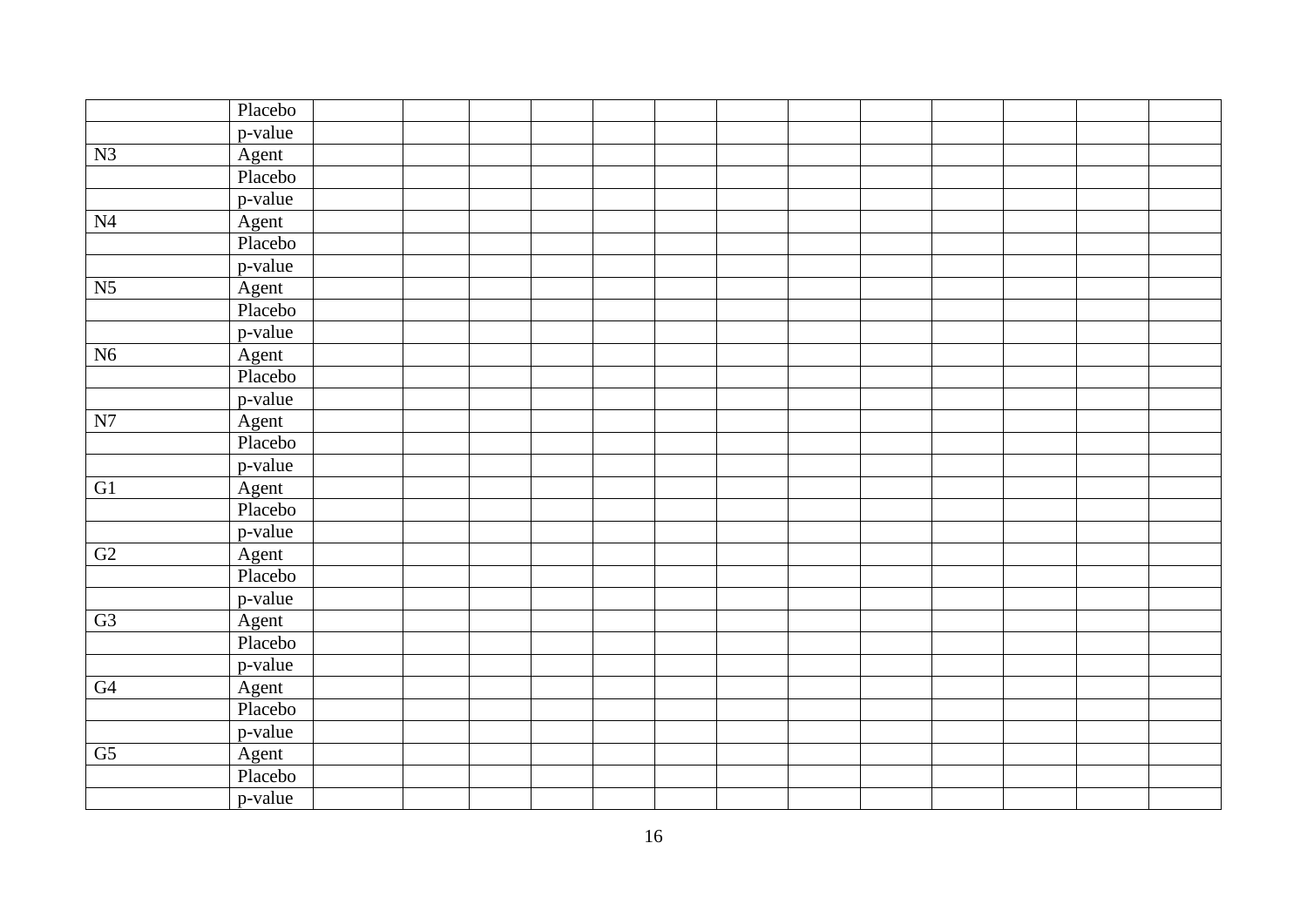| | Placebo | | | | | | | | | | | | | |
|---|---|---|---|---|---|---|---|---|---|---|---|---|---|---|
| | p-value | | | | | | | | | | | | | |
| N3 | Agent | | | | | | | | | | | | | |
| | Placebo | | | | | | | | | | | | | |
| | p-value | | | | | | | | | | | | | |
| N4 | Agent | | | | | | | | | | | | | |
| | Placebo | | | | | | | | | | | | | |
| | p-value | | | | | | | | | | | | | |
| N5 | Agent | | | | | | | | | | | | | |
| | Placebo | | | | | | | | | | | | | |
| | p-value | | | | | | | | | | | | | |
| N6 | Agent | | | | | | | | | | | | | |
| | Placebo | | | | | | | | | | | | | |
| | p-value | | | | | | | | | | | | | |
| N7 | Agent | | | | | | | | | | | | | |
| | Placebo | | | | | | | | | | | | | |
| | p-value | | | | | | | | | | | | | |
| G1 | Agent | | | | | | | | | | | | | |
| | Placebo | | | | | | | | | | | | | |
| | p-value | | | | | | | | | | | | | |
| G2 | Agent | | | | | | | | | | | | | |
| | Placebo | | | | | | | | | | | | | |
| | p-value | | | | | | | | | | | | | |
| G3 | Agent | | | | | | | | | | | | | |
| | Placebo | | | | | | | | | | | | | |
| | p-value | | | | | | | | | | | | | |
| G4 | Agent | | | | | | | | | | | | | |
| | Placebo | | | | | | | | | | | | | |
| | p-value | | | | | | | | | | | | | |
| G5 | Agent | | | | | | | | | | | | | |
| | Placebo | | | | | | | | | | | | | |
| | p-value | | | | | | | | | | | | | |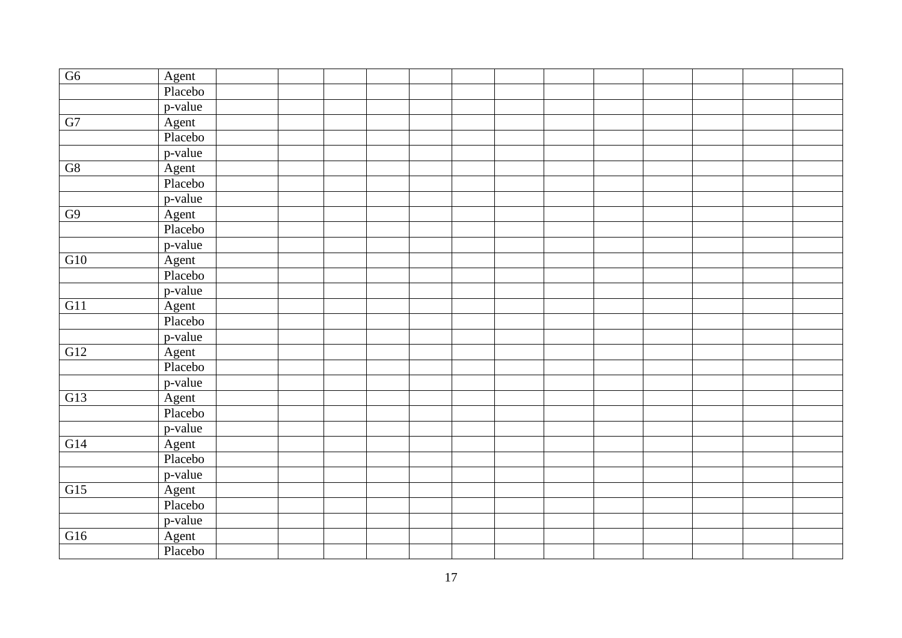| G6 | Agent | | | | | | | | | | | | | |
|---|---|---|---|---|---|---|---|---|---|---|---|---|---|---|
| | Placebo | | | | | | | | | | | | | |
| | p-value | | | | | | | | | | | | | |
| G7 | Agent | | | | | | | | | | | | | |
| | Placebo | | | | | | | | | | | | | |
| | p-value | | | | | | | | | | | | | |
| G8 | Agent | | | | | | | | | | | | | |
| | Placebo | | | | | | | | | | | | | |
| | p-value | | | | | | | | | | | | | |
| G9 | Agent | | | | | | | | | | | | | |
| | Placebo | | | | | | | | | | | | | |
| | p-value | | | | | | | | | | | | | |
| G10 | Agent | | | | | | | | | | | | | |
| | Placebo | | | | | | | | | | | | | |
| | p-value | | | | | | | | | | | | | |
| G11 | Agent | | | | | | | | | | | | | |
| | Placebo | | | | | | | | | | | | | |
| | p-value | | | | | | | | | | | | | |
| G12 | Agent | | | | | | | | | | | | | |
| | Placebo | | | | | | | | | | | | | |
| | p-value | | | | | | | | | | | | | |
| G13 | Agent | | | | | | | | | | | | | |
| | Placebo | | | | | | | | | | | | | |
| | p-value | | | | | | | | | | | | | |
| G14 | Agent | | | | | | | | | | | | | |
| | Placebo | | | | | | | | | | | | | |
| | p-value | | | | | | | | | | | | | |
| G15 | Agent | | | | | | | | | | | | | |
| | Placebo | | | | | | | | | | | | | |
| | p-value | | | | | | | | | | | | | |
| G16 | Agent | | | | | | | | | | | | | |
| | Placebo | | | | | | | | | | | | | |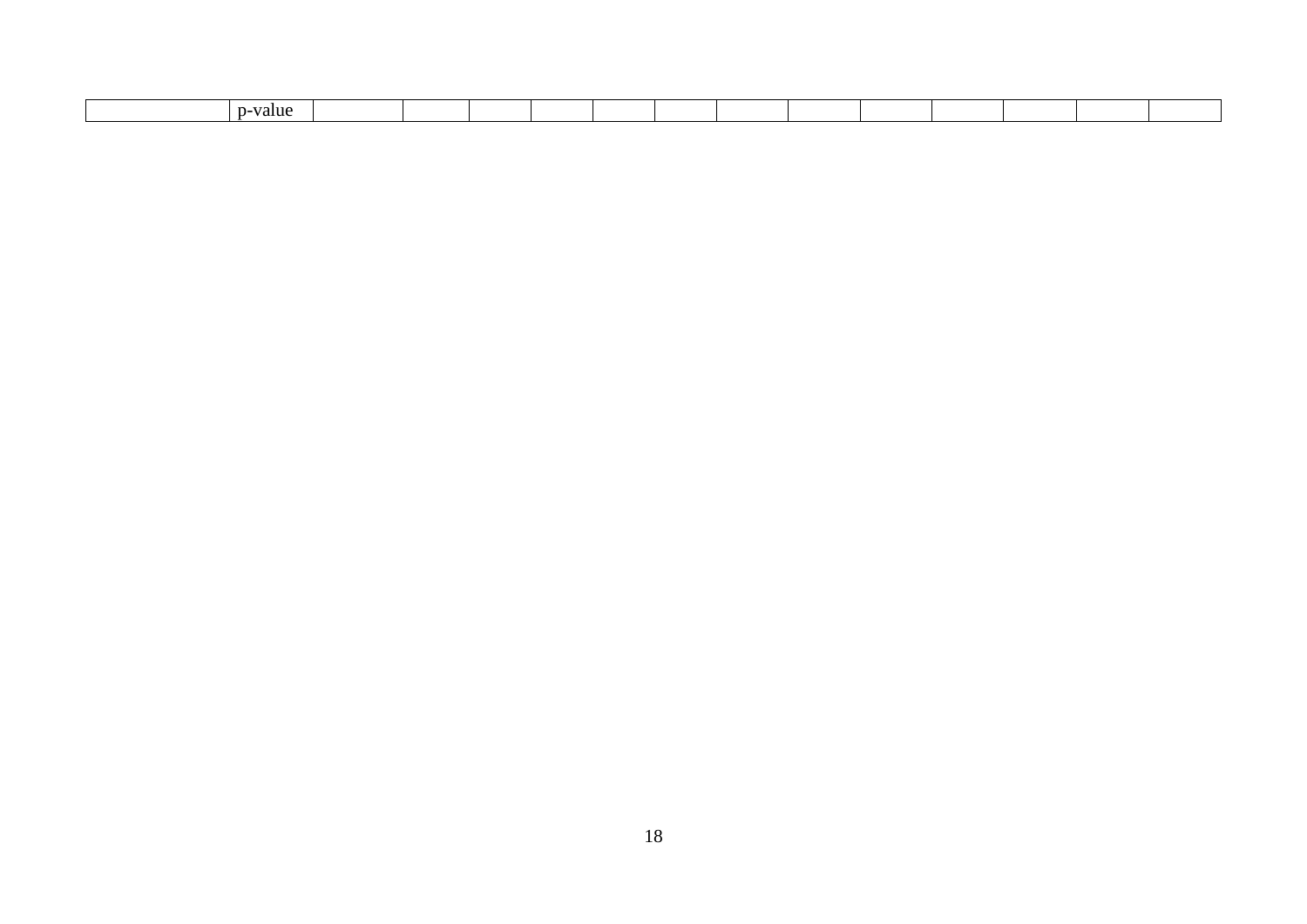| | p-value | | | | | | | | | | | | | |
|---|---|---|---|---|---|---|---|---|---|---|---|---|---|---|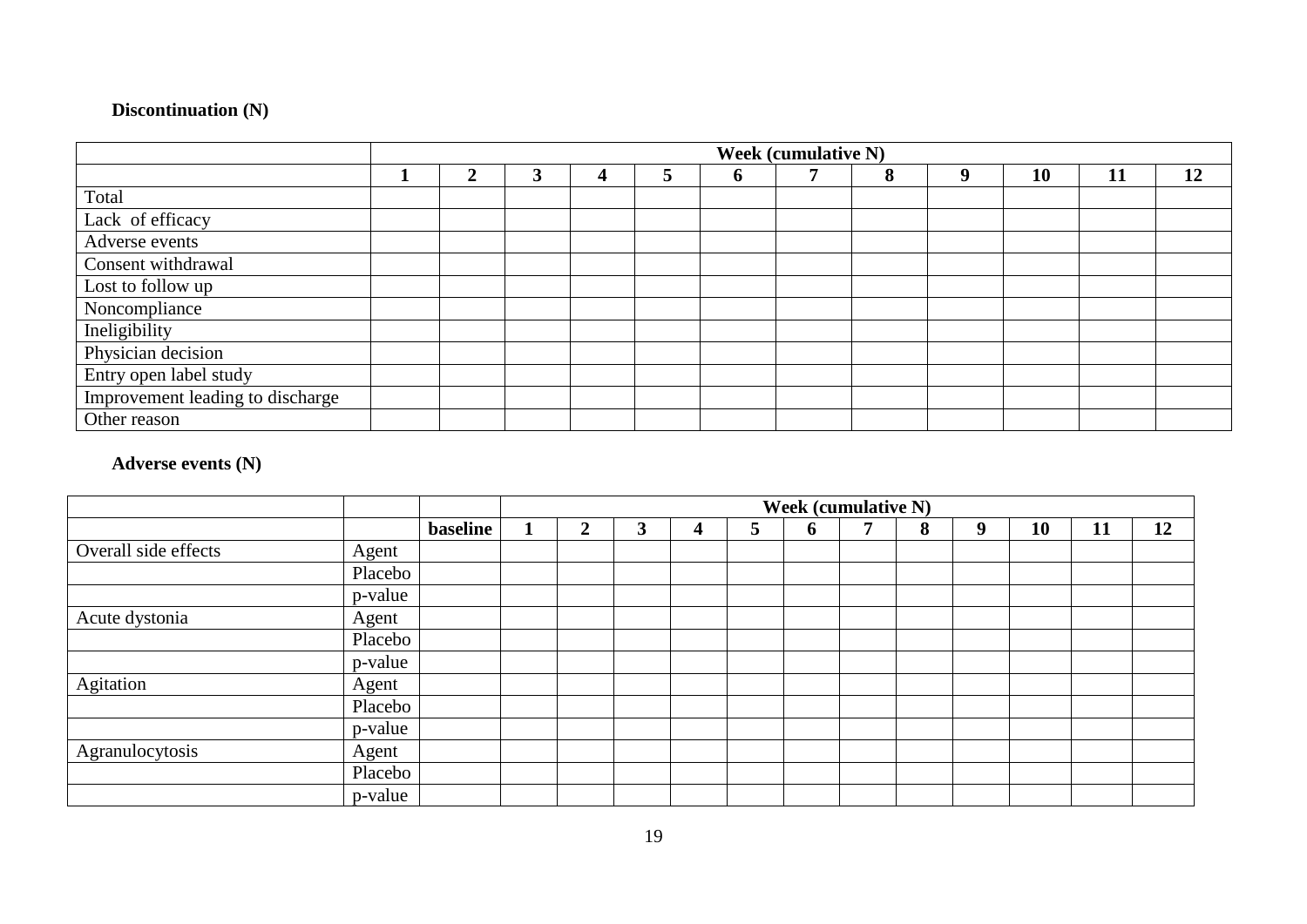**Discontinuation (N)**

| | Week (cumulative N) | | | | | | | | | | | |
|---|---|---|---|---|---|---|---|---|---|---|---|---|
| | 1 | 2 | 3 | 4 | 5 | 6 | 7 | 8 | 9 | 10 | 11 | 12 |
| Total | | | | | | | | | | | | |
| Lack of efficacy | | | | | | | | | | | | |
| Adverse events | | | | | | | | | | | | |
| Consent withdrawal | | | | | | | | | | | | |
| Lost to follow up | | | | | | | | | | | | |
| Noncompliance | | | | | | | | | | | | |
| Ineligibility | | | | | | | | | | | | |
| Physician decision | | | | | | | | | | | | |
| Entry open label study | | | | | | | | | | | | |
| Improvement leading to discharge | | | | | | | | | | | | |
| Other reason | | | | | | | | | | | | |

**Adverse events (N)**

| | | | Week (cumulative N) | | | | | | | | | | | |
|---|---|---|---|---|---|---|---|---|---|---|---|---|---|---|
| | | baseline | 1 | 2 | 3 | 4 | 5 | 6 | 7 | 8 | 9 | 10 | 11 | 12 |
| Overall side effects | Agent | | | | | | | | | | | | | |
| | Placebo | | | | | | | | | | | | | |
| | p-value | | | | | | | | | | | | | |
| Acute dystonia | Agent | | | | | | | | | | | | | |
| | Placebo | | | | | | | | | | | | | |
| | p-value | | | | | | | | | | | | | |
| Agitation | Agent | | | | | | | | | | | | | |
| | Placebo | | | | | | | | | | | | | |
| | p-value | | | | | | | | | | | | | |
| Agranulocytosis | Agent | | | | | | | | | | | | | |
| | Placebo | | | | | | | | | | | | | |
| | p-value | | | | | | | | | | | | | |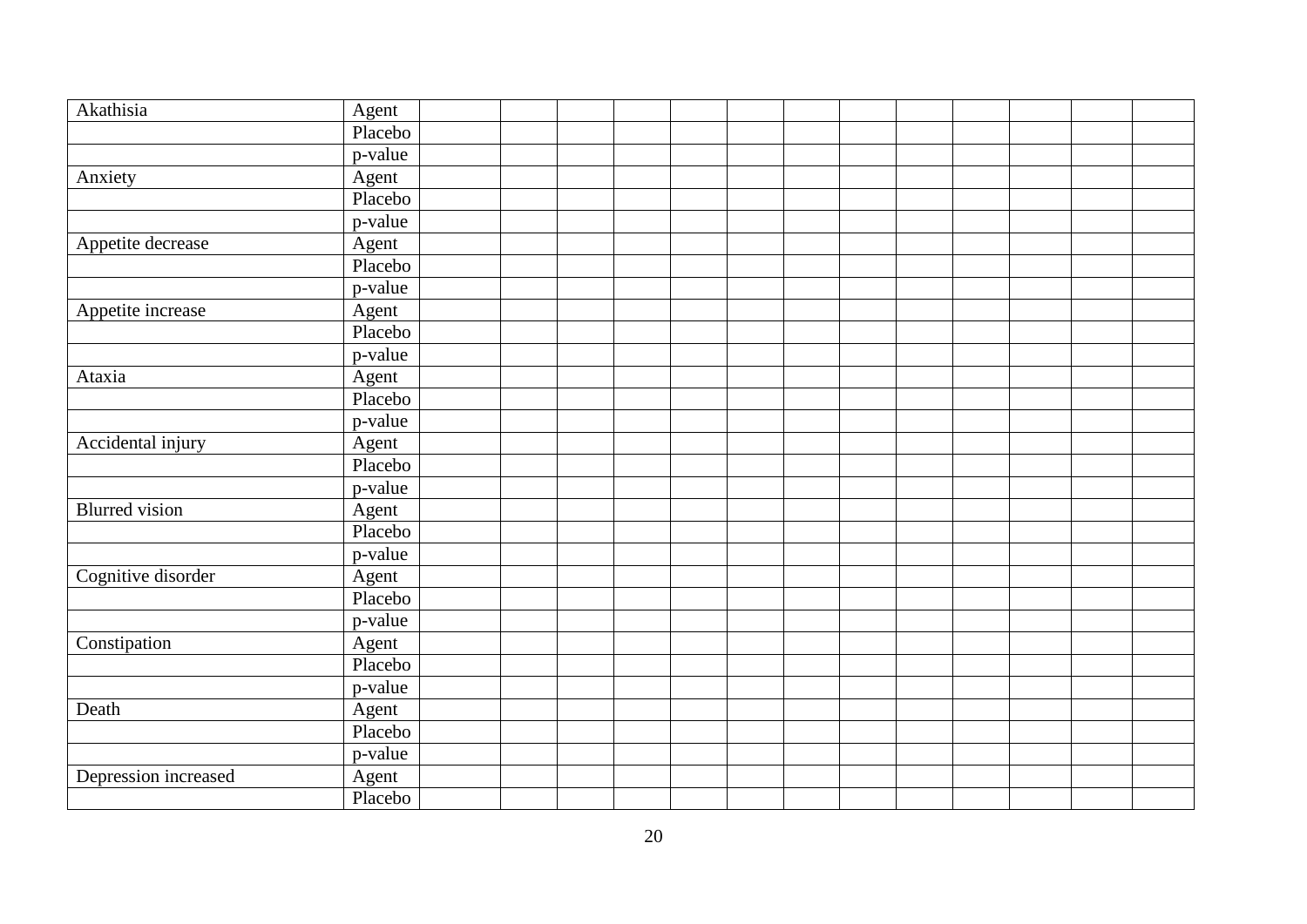| Akathisia | Agent | | | | | | | | | | | | | |
|---|---|---|---|---|---|---|---|---|---|---|---|---|---|---|
| | Placebo | | | | | | | | | | | | | |
| | p-value | | | | | | | | | | | | | |
| Anxiety | Agent | | | | | | | | | | | | | |
| | Placebo | | | | | | | | | | | | | |
| | p-value | | | | | | | | | | | | | |
| Appetite decrease | Agent | | | | | | | | | | | | | |
| | Placebo | | | | | | | | | | | | | |
| | p-value | | | | | | | | | | | | | |
| Appetite increase | Agent | | | | | | | | | | | | | |
| | Placebo | | | | | | | | | | | | | |
| | p-value | | | | | | | | | | | | | |
| Ataxia | Agent | | | | | | | | | | | | | |
| | Placebo | | | | | | | | | | | | | |
| | p-value | | | | | | | | | | | | | |
| Accidental injury | Agent | | | | | | | | | | | | | |
| | Placebo | | | | | | | | | | | | | |
| | p-value | | | | | | | | | | | | | |
| Blurred vision | Agent | | | | | | | | | | | | | |
| | Placebo | | | | | | | | | | | | | |
| | p-value | | | | | | | | | | | | | |
| Cognitive disorder | Agent | | | | | | | | | | | | | |
| | Placebo | | | | | | | | | | | | | |
| | p-value | | | | | | | | | | | | | |
| Constipation | Agent | | | | | | | | | | | | | |
| | Placebo | | | | | | | | | | | | | |
| | p-value | | | | | | | | | | | | | |
| Death | Agent | | | | | | | | | | | | | |
| | Placebo | | | | | | | | | | | | | |
| | p-value | | | | | | | | | | | | | |
| Depression increased | Agent | | | | | | | | | | | | | |
| | Placebo | | | | | | | | | | | | | |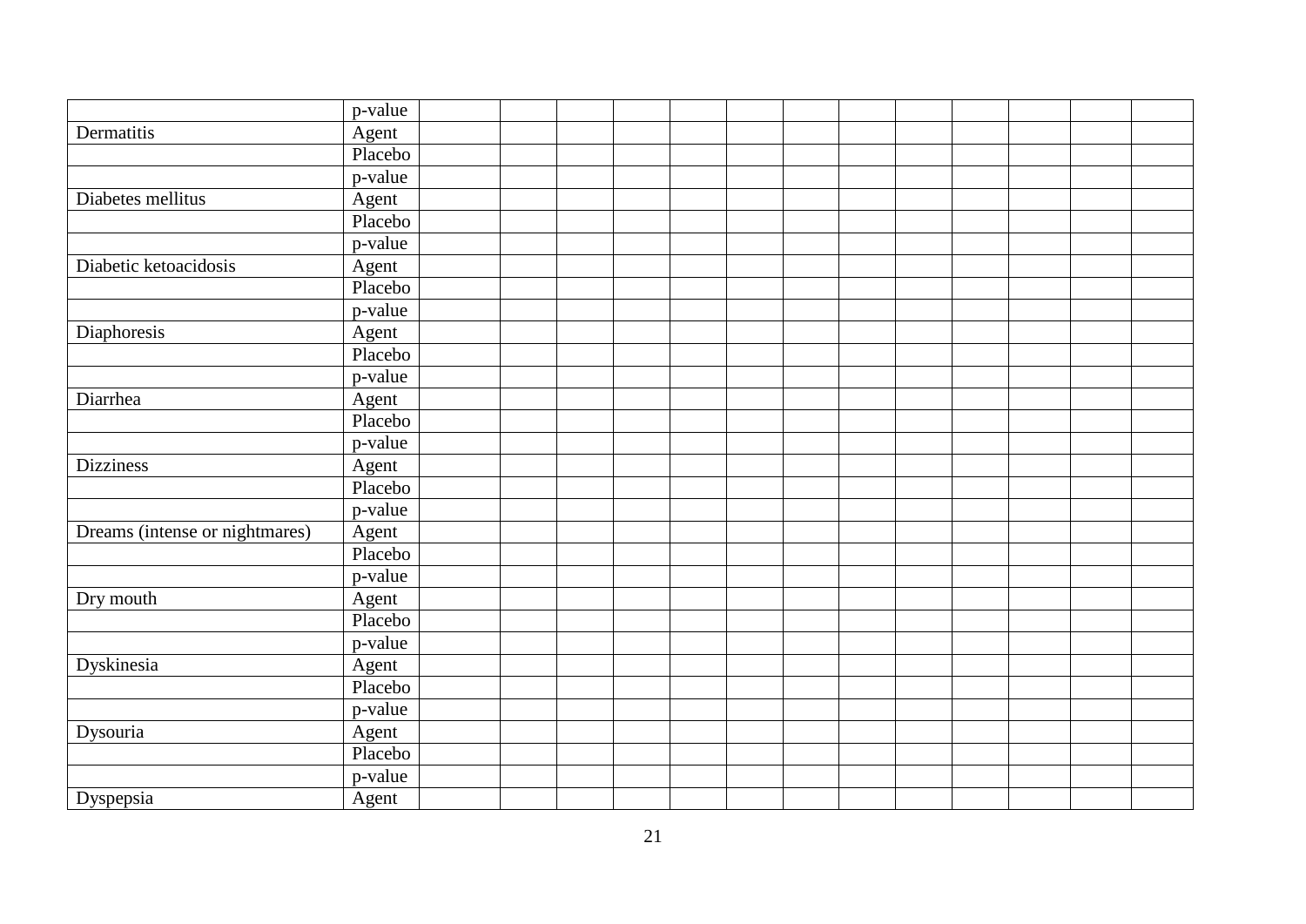| | p-value | | | | | | | | | | | | | |
|---|---|---|---|---|---|---|---|---|---|---|---|---|---|---|
| Dermatitis | Agent | | | | | | | | | | | | | |
| | Placebo | | | | | | | | | | | | | |
| | p-value | | | | | | | | | | | | | |
| Diabetes mellitus | Agent | | | | | | | | | | | | | |
| | Placebo | | | | | | | | | | | | | |
| | p-value | | | | | | | | | | | | | |
| Diabetic ketoacidosis | Agent | | | | | | | | | | | | | |
| | Placebo | | | | | | | | | | | | | |
| | p-value | | | | | | | | | | | | | |
| Diaphoresis | Agent | | | | | | | | | | | | | |
| | Placebo | | | | | | | | | | | | | |
| | p-value | | | | | | | | | | | | | |
| Diarrhea | Agent | | | | | | | | | | | | | |
| | Placebo | | | | | | | | | | | | | |
| | p-value | | | | | | | | | | | | | |
| Dizziness | Agent | | | | | | | | | | | | | |
| | Placebo | | | | | | | | | | | | | |
| | p-value | | | | | | | | | | | | | |
| Dreams (intense or nightmares) | Agent | | | | | | | | | | | | | |
| | Placebo | | | | | | | | | | | | | |
| | p-value | | | | | | | | | | | | | |
| Dry mouth | Agent | | | | | | | | | | | | | |
| | Placebo | | | | | | | | | | | | | |
| | p-value | | | | | | | | | | | | | |
| Dyskinesia | Agent | | | | | | | | | | | | | |
| | Placebo | | | | | | | | | | | | | |
| | p-value | | | | | | | | | | | | | |
| Dysouria | Agent | | | | | | | | | | | | | |
| | Placebo | | | | | | | | | | | | | |
| | p-value | | | | | | | | | | | | | |
| Dyspepsia | Agent | | | | | | | | | | | | | |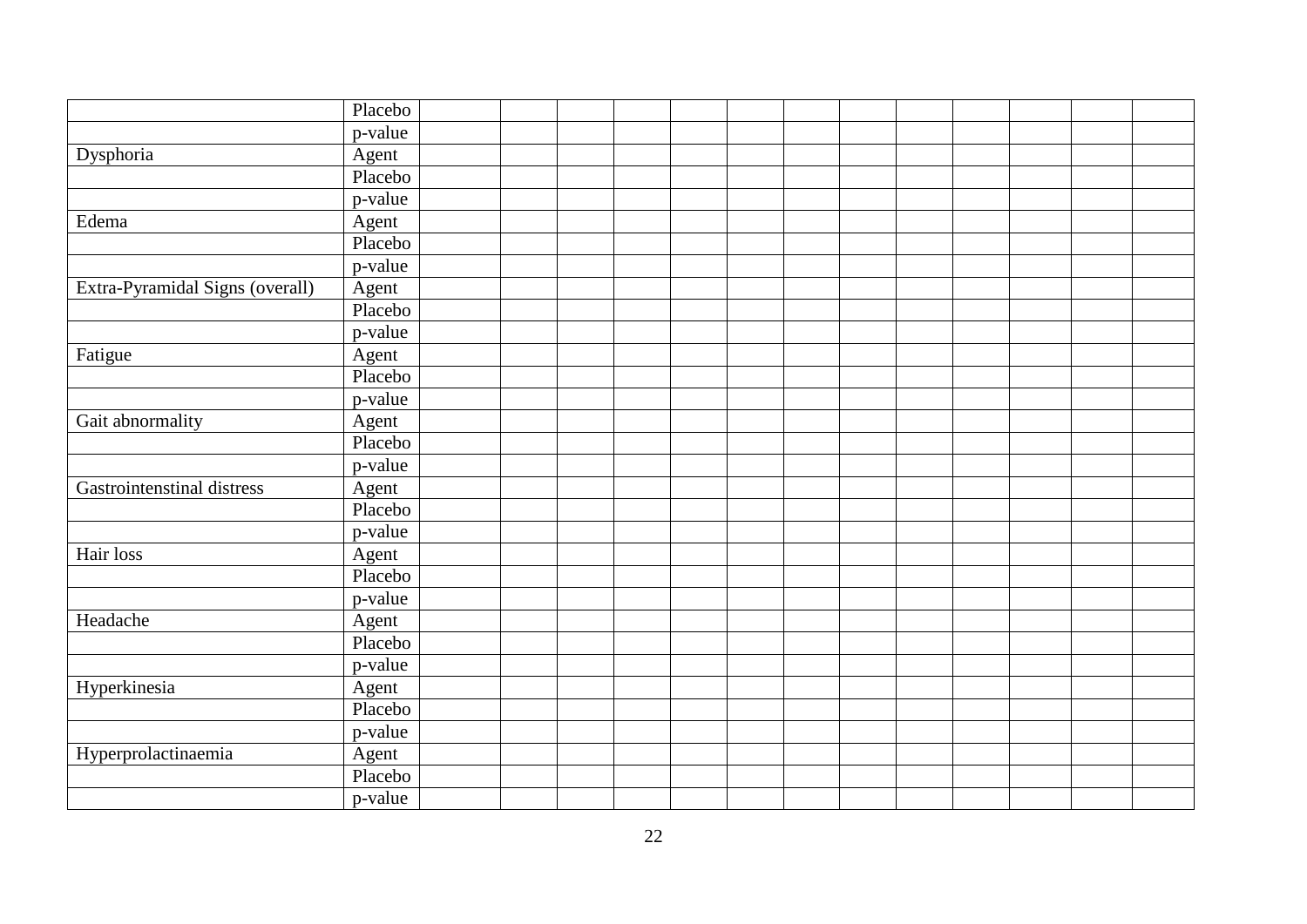| | Placebo | | | | | | | | | | | | | |
|---|---|---|---|---|---|---|---|---|---|---|---|---|---|---|
| | p-value | | | | | | | | | | | | | |
| Dysphoria | Agent | | | | | | | | | | | | | |
| | Placebo | | | | | | | | | | | | | |
| | p-value | | | | | | | | | | | | | |
| Edema | Agent | | | | | | | | | | | | | |
| | Placebo | | | | | | | | | | | | | |
| | p-value | | | | | | | | | | | | | |
| Extra-Pyramidal Signs (overall) | Agent | | | | | | | | | | | | | |
| | Placebo | | | | | | | | | | | | | |
| | p-value | | | | | | | | | | | | | |
| Fatigue | Agent | | | | | | | | | | | | | |
| | Placebo | | | | | | | | | | | | | |
| | p-value | | | | | | | | | | | | | |
| Gait abnormality | Agent | | | | | | | | | | | | | |
| | Placebo | | | | | | | | | | | | | |
| | p-value | | | | | | | | | | | | | |
| Gastrointenstinal distress | Agent | | | | | | | | | | | | | |
| | Placebo | | | | | | | | | | | | | |
| | p-value | | | | | | | | | | | | | |
| Hair loss | Agent | | | | | | | | | | | | | |
| | Placebo | | | | | | | | | | | | | |
| | p-value | | | | | | | | | | | | | |
| Headache | Agent | | | | | | | | | | | | | |
| | Placebo | | | | | | | | | | | | | |
| | p-value | | | | | | | | | | | | | |
| Hyperkinesia | Agent | | | | | | | | | | | | | |
| | Placebo | | | | | | | | | | | | | |
| | p-value | | | | | | | | | | | | | |
| Hyperprolactinaemia | Agent | | | | | | | | | | | | | |
| | Placebo | | | | | | | | | | | | | |
| | p-value | | | | | | | | | | | | | |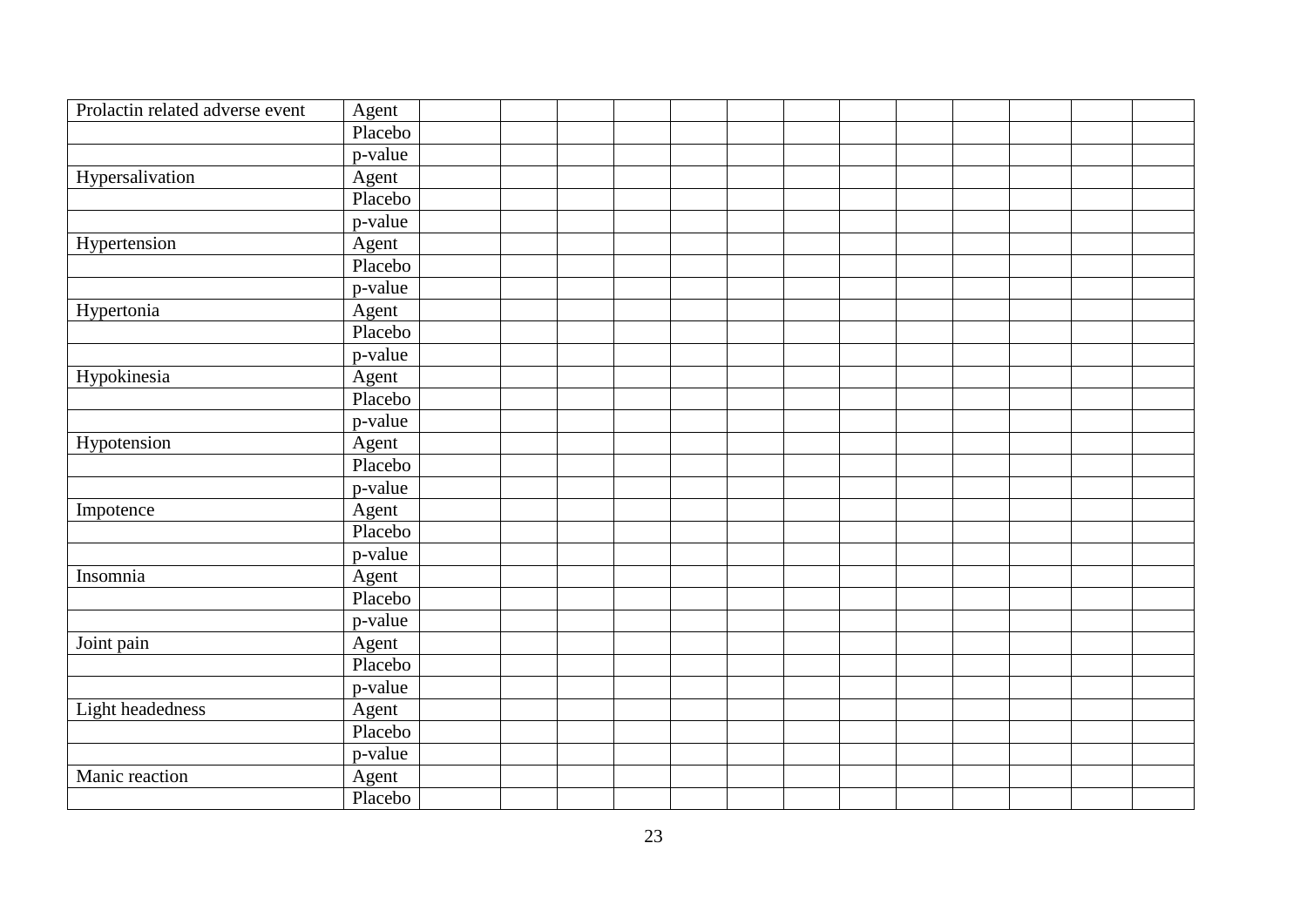| Prolactin related adverse event | Agent | | | | | | | | | | | | | |
|---|---|---|---|---|---|---|---|---|---|---|---|---|---|---|
| | Placebo | | | | | | | | | | | | | |
| | p-value | | | | | | | | | | | | | |
| Hypersalivation | Agent | | | | | | | | | | | | | |
| | Placebo | | | | | | | | | | | | | |
| | p-value | | | | | | | | | | | | | |
| Hypertension | Agent | | | | | | | | | | | | | |
| | Placebo | | | | | | | | | | | | | |
| | p-value | | | | | | | | | | | | | |
| Hypertonia | Agent | | | | | | | | | | | | | |
| | Placebo | | | | | | | | | | | | | |
| | p-value | | | | | | | | | | | | | |
| Hypokinesia | Agent | | | | | | | | | | | | | |
| | Placebo | | | | | | | | | | | | | |
| | p-value | | | | | | | | | | | | | |
| Hypotension | Agent | | | | | | | | | | | | | |
| | Placebo | | | | | | | | | | | | | |
| | p-value | | | | | | | | | | | | | |
| Impotence | Agent | | | | | | | | | | | | | |
| | Placebo | | | | | | | | | | | | | |
| | p-value | | | | | | | | | | | | | |
| Insomnia | Agent | | | | | | | | | | | | | |
| | Placebo | | | | | | | | | | | | | |
| | p-value | | | | | | | | | | | | | |
| Joint pain | Agent | | | | | | | | | | | | | |
| | Placebo | | | | | | | | | | | | | |
| | p-value | | | | | | | | | | | | | |
| Light headedness | Agent | | | | | | | | | | | | | |
| | Placebo | | | | | | | | | | | | | |
| | p-value | | | | | | | | | | | | | |
| Manic reaction | Agent | | | | | | | | | | | | | |
| | Placebo | | | | | | | | | | | | | |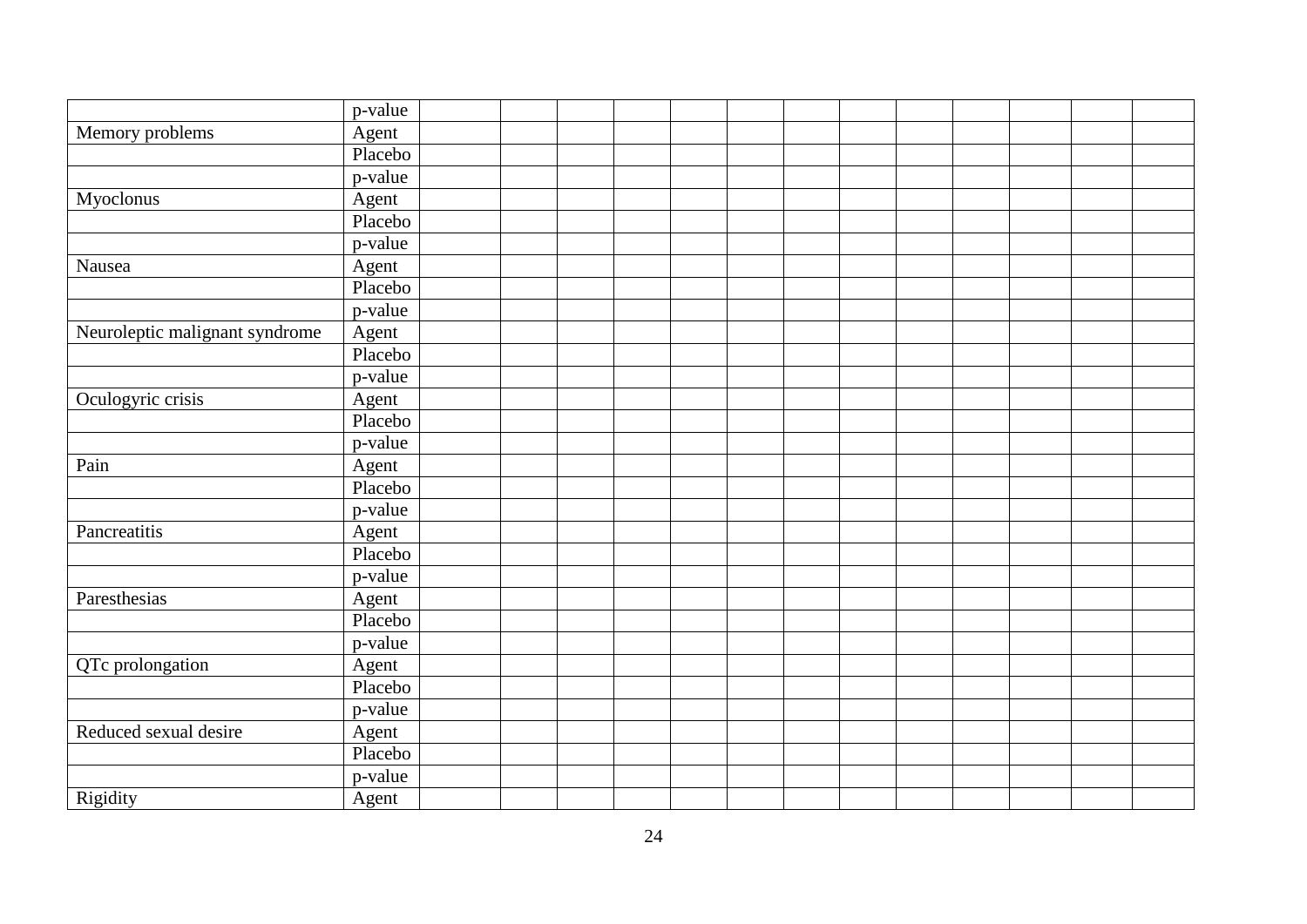| | | | | | | | | | | | | | | |
|---|---|---|---|---|---|---|---|---|---|---|---|---|---|---|
| | p-value | | | | | | | | | | | | | |
| Memory problems | Agent | | | | | | | | | | | | | |
| | Placebo | | | | | | | | | | | | | |
| | p-value | | | | | | | | | | | | | |
| Myoclonus | Agent | | | | | | | | | | | | | |
| | Placebo | | | | | | | | | | | | | |
| | p-value | | | | | | | | | | | | | |
| Nausea | Agent | | | | | | | | | | | | | |
| | Placebo | | | | | | | | | | | | | |
| | p-value | | | | | | | | | | | | | |
| Neuroleptic malignant syndrome | Agent | | | | | | | | | | | | | |
| | Placebo | | | | | | | | | | | | | |
| | p-value | | | | | | | | | | | | | |
| Oculogyric crisis | Agent | | | | | | | | | | | | | |
| | Placebo | | | | | | | | | | | | | |
| | p-value | | | | | | | | | | | | | |
| Pain | Agent | | | | | | | | | | | | | |
| | Placebo | | | | | | | | | | | | | |
| | p-value | | | | | | | | | | | | | |
| Pancreatitis | Agent | | | | | | | | | | | | | |
| | Placebo | | | | | | | | | | | | | |
| | p-value | | | | | | | | | | | | | |
| Paresthesias | Agent | | | | | | | | | | | | | |
| | Placebo | | | | | | | | | | | | | |
| | p-value | | | | | | | | | | | | | |
| QTc prolongation | Agent | | | | | | | | | | | | | |
| | Placebo | | | | | | | | | | | | | |
| | p-value | | | | | | | | | | | | | |
| Reduced sexual desire | Agent | | | | | | | | | | | | | |
| | Placebo | | | | | | | | | | | | | |
| | p-value | | | | | | | | | | | | | |
| Rigidity | Agent | | | | | | | | | | | | | |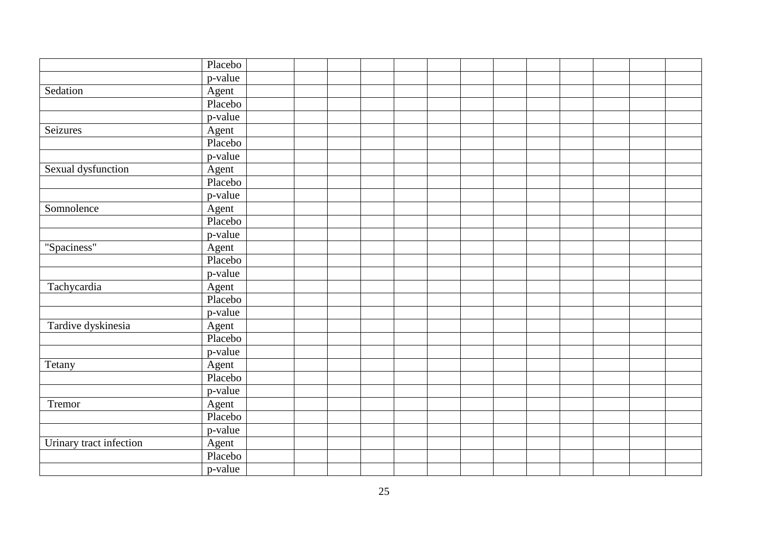| | | | | | | | | | | | | | | |
|---|---|---|---|---|---|---|---|---|---|---|---|---|---|---|
| | Placebo | | | | | | | | | | | | | |
| | p-value | | | | | | | | | | | | | |
| Sedation | Agent | | | | | | | | | | | | | |
| | Placebo | | | | | | | | | | | | | |
| | p-value | | | | | | | | | | | | | |
| Seizures | Agent | | | | | | | | | | | | | |
| | Placebo | | | | | | | | | | | | | |
| | p-value | | | | | | | | | | | | | |
| Sexual dysfunction | Agent | | | | | | | | | | | | | |
| | Placebo | | | | | | | | | | | | | |
| | p-value | | | | | | | | | | | | | |
| Somnolence | Agent | | | | | | | | | | | | | |
| | Placebo | | | | | | | | | | | | | |
| | p-value | | | | | | | | | | | | | |
| "Spaciness" | Agent | | | | | | | | | | | | | |
| | Placebo | | | | | | | | | | | | | |
| | p-value | | | | | | | | | | | | | |
| Tachycardia | Agent | | | | | | | | | | | | | |
| | Placebo | | | | | | | | | | | | | |
| | p-value | | | | | | | | | | | | | |
| Tardive dyskinesia | Agent | | | | | | | | | | | | | |
| | Placebo | | | | | | | | | | | | | |
| | p-value | | | | | | | | | | | | | |
| Tetany | Agent | | | | | | | | | | | | | |
| | Placebo | | | | | | | | | | | | | |
| | p-value | | | | | | | | | | | | | |
| Tremor | Agent | | | | | | | | | | | | | |
| | Placebo | | | | | | | | | | | | | |
| | p-value | | | | | | | | | | | | | |
| Urinary tract infection | Agent | | | | | | | | | | | | | |
| | Placebo | | | | | | | | | | | | | |
| | p-value | | | | | | | | | | | | | |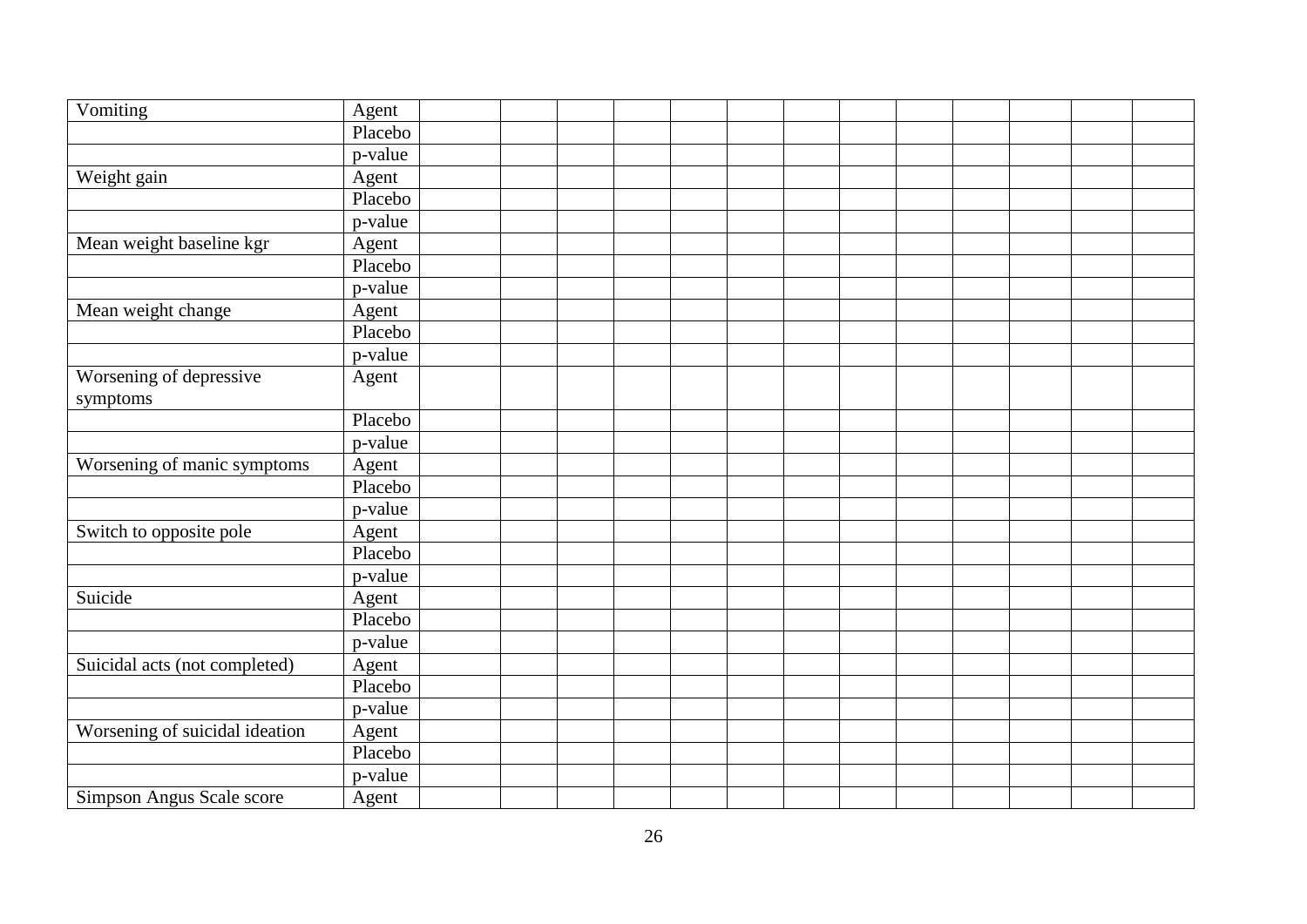| Vomiting | Agent | | | | | | | | | | | | | |
|---|---|---|---|---|---|---|---|---|---|---|---|---|---|---|
| | Placebo | | | | | | | | | | | | | |
| | p-value | | | | | | | | | | | | | |
| Weight gain | Agent | | | | | | | | | | | | | |
| | Placebo | | | | | | | | | | | | | |
| | p-value | | | | | | | | | | | | | |
| Mean weight baseline kgr | Agent | | | | | | | | | | | | | |
| | Placebo | | | | | | | | | | | | | |
| | p-value | | | | | | | | | | | | | |
| Mean weight change | Agent | | | | | | | | | | | | | |
| | Placebo | | | | | | | | | | | | | |
| | p-value | | | | | | | | | | | | | |
| Worsening of depressive symptoms | Agent | | | | | | | | | | | | | |
| | Placebo | | | | | | | | | | | | | |
| | p-value | | | | | | | | | | | | | |
| Worsening of manic symptoms | Agent | | | | | | | | | | | | | |
| | Placebo | | | | | | | | | | | | | |
| | p-value | | | | | | | | | | | | | |
| Switch to opposite pole | Agent | | | | | | | | | | | | | |
| | Placebo | | | | | | | | | | | | | |
| | p-value | | | | | | | | | | | | | |
| Suicide | Agent | | | | | | | | | | | | | |
| | Placebo | | | | | | | | | | | | | |
| | p-value | | | | | | | | | | | | | |
| Suicidal acts (not completed) | Agent | | | | | | | | | | | | | |
| | Placebo | | | | | | | | | | | | | |
| | p-value | | | | | | | | | | | | | |
| Worsening of suicidal ideation | Agent | | | | | | | | | | | | | |
| | Placebo | | | | | | | | | | | | | |
| | p-value | | | | | | | | | | | | | |
| Simpson Angus Scale score | Agent | | | | | | | | | | | | | |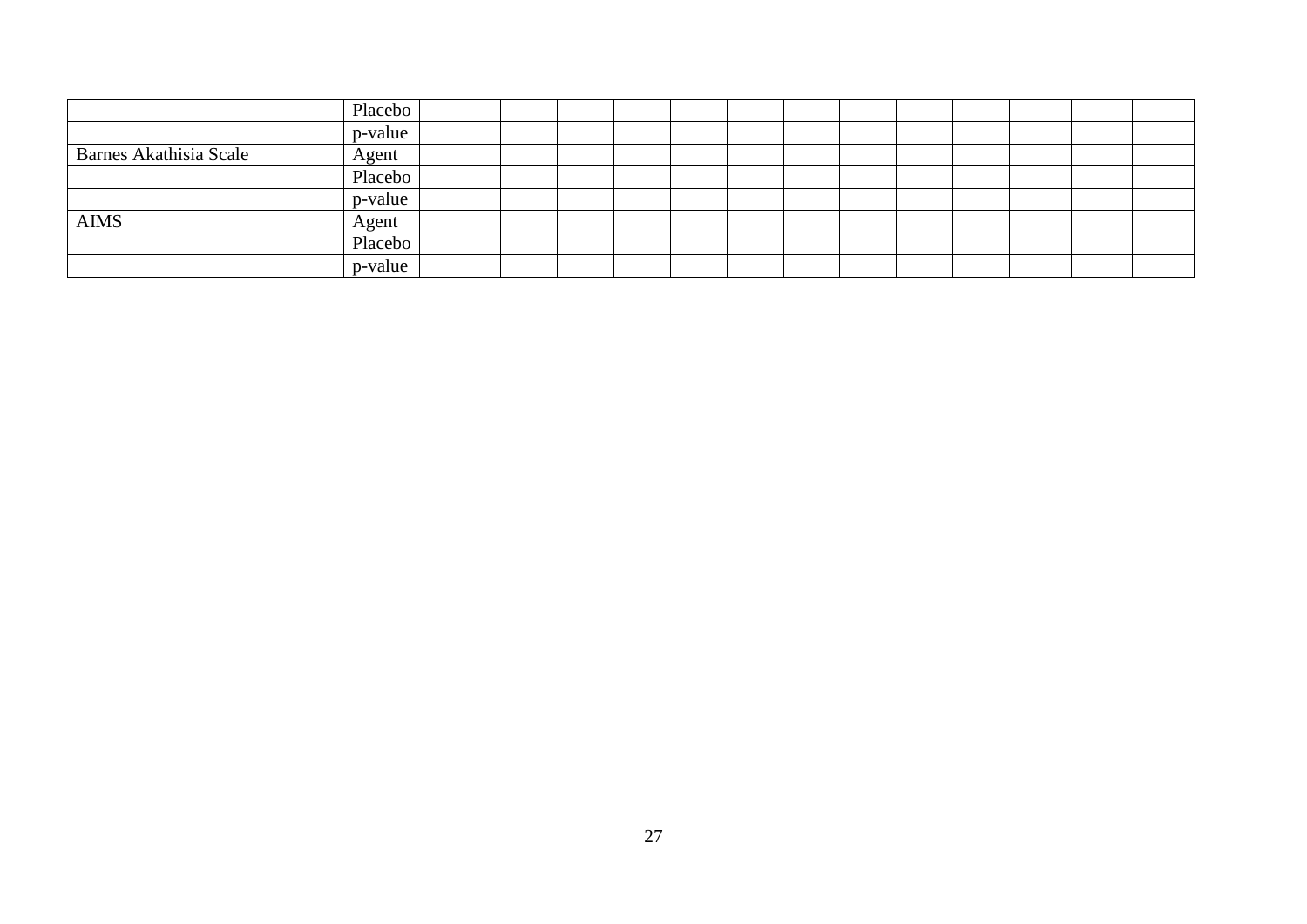| | | | | | | | | | | | | | | |
|---|---|---|---|---|---|---|---|---|---|---|---|---|---|---|
| | Placebo | | | | | | | | | | | | | |
| | p-value | | | | | | | | | | | | | |
| Barnes Akathisia Scale | Agent | | | | | | | | | | | | | |
| | Placebo | | | | | | | | | | | | | |
| | p-value | | | | | | | | | | | | | |
| AIMS | Agent | | | | | | | | | | | | | |
| | Placebo | | | | | | | | | | | | | |
| | p-value | | | | | | | | | | | | | |